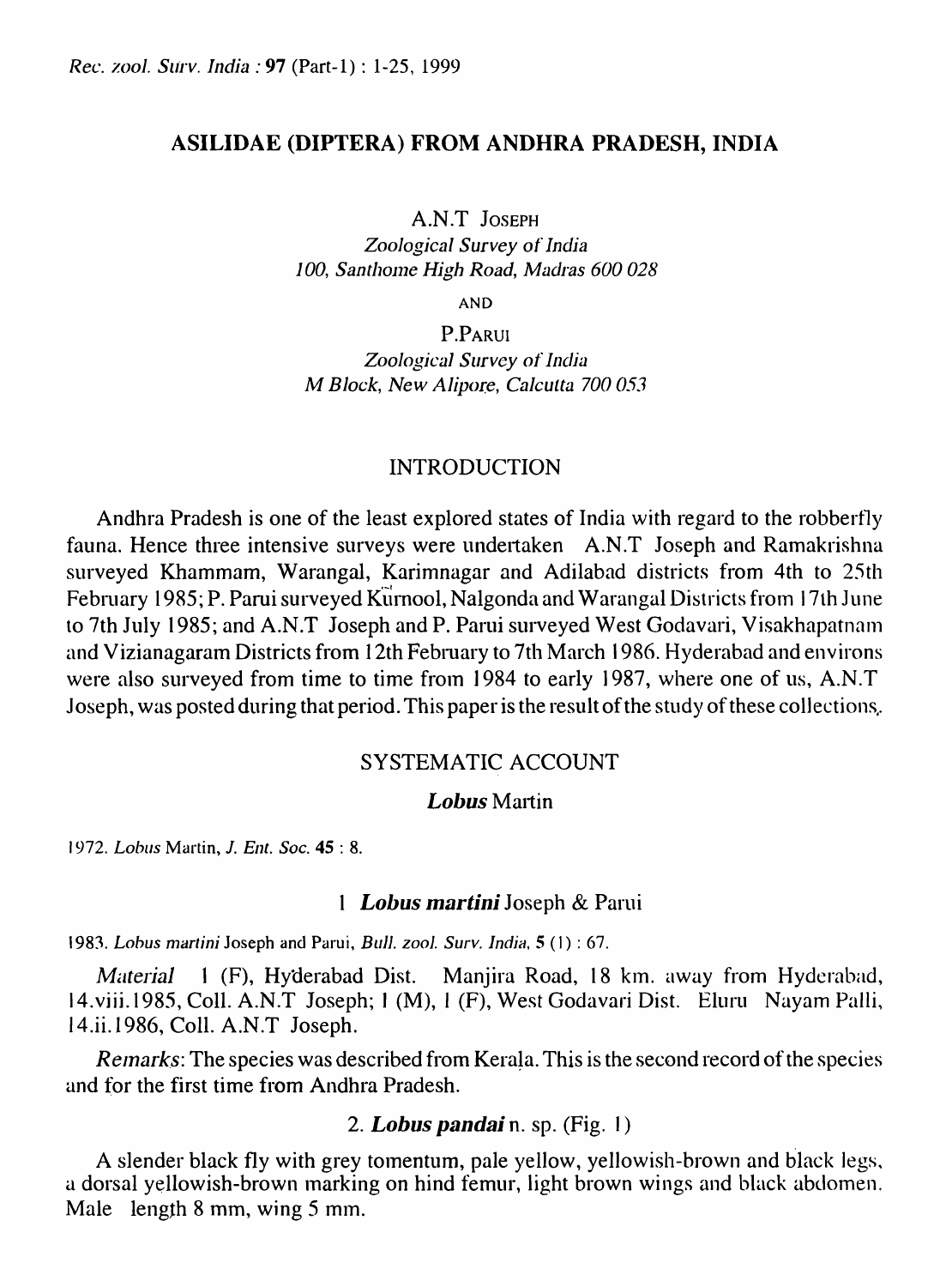# ASILIDAE (DIPTERA) FROM ANDHRA PRADESH, INDIA

A.N.T JOSEPH
*Zoological Survey of India*
*100, Santhome High Road, Madras 600 028*

AND

P.PARUI
*Zoological Survey of India*
*M Block, New Alipore, Calcutta 700 053*

## INTRODUCTION

Andhra Pradesh is one of the least explored states of India with regard to the robberfly fauna. Hence three intensive surveys were undertaken A.N.T Joseph and Ramakrishna surveyed Khammam, Warangal, Karimnagar and Adilabad districts from 4th to 25th February 1985; P. Parui surveyed Kurnool, Nalgonda and Warangal Districts from 17th June to 7th July 1985; and A.N.T Joseph and P. Parui surveyed West Godavari, Visakhapatnam and Vizianagaram Districts from 12th February to 7th March 1986. Hyderabad and environs were also surveyed from time to time from 1984 to early 1987, where one of us, A.N.T Joseph, was posted during that period. This paper is the result of the study of these collections.

## SYSTEMATIC ACCOUNT

### *Lobus* Martin

1972. *Lobus* Martin, *J. Ent. Soc.* **45** : 8.

#### 1 *Lobus martini* Joseph & Parui

1983. *Lobus martini* Joseph and Parui, *Bull. zool. Surv. India*, **5** (1) : 67.

*Material* 1 (F), Hyderabad Dist. Manjira Road, 18 km. away from Hyderabad, 14.viii.1985, Coll. A.N.T Joseph; 1 (M), 1 (F), West Godavari Dist. Eluru Nayam Palli, 14.ii.1986, Coll. A.N.T Joseph.

*Remarks*: The species was described from Kerala. This is the second record of the species and for the first time from Andhra Pradesh.

#### 2. *Lobus pandai* n. sp. (Fig. 1)

A slender black fly with grey tomentum, pale yellow, yellowish-brown and black legs, a dorsal yellowish-brown marking on hind femur, light brown wings and black abdomen. Male length 8 mm, wing 5 mm.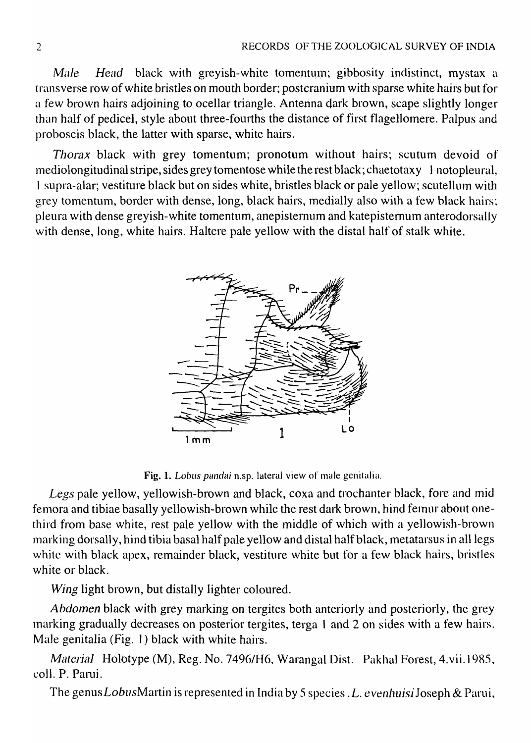*Male* *Head* black with greyish-white tomentum; gibbosity indistinct, mystax a transverse row of white bristles on mouth border; postcranium with sparse white hairs but for a few brown hairs adjoining to ocellar triangle. Antenna dark brown, scape slightly longer than half of pedicel, style about three-fourths the distance of first flagellomere. Palpus and proboscis black, the latter with sparse, white hairs.

*Thorax* black with grey tomentum; pronotum without hairs; scutum devoid of mediolongitudinal stripe, sides grey tomentose while the rest black; chaetotaxy 1 notopleural, 1 supra-alar; vestiture black but on sides white, bristles black or pale yellow; scutellum with grey tomentum, border with dense, long, black hairs, medially also with a few black hairs; pleura with dense greyish-white tomentum, anepisternum and katepisternum anterodorsally with dense, long, white hairs. Haltere pale yellow with the distal half of stalk white.

**Fig. 1.** *Lobus pandai* n.sp. lateral view of male genitalia.

*Legs* pale yellow, yellowish-brown and black, coxa and trochanter black, fore and mid femora and tibiae basally yellowish-brown while the rest dark brown, hind femur about one-third from base white, rest pale yellow with the middle of which with a yellowish-brown marking dorsally, hind tibia basal half pale yellow and distal half black, metatarsus in all legs white with black apex, remainder black, vestiture white but for a few black hairs, bristles white or black.

*Wing* light brown, but distally lighter coloured.

*Abdomen* black with grey marking on tergites both anteriorly and posteriorly, the grey marking gradually decreases on posterior tergites, terga 1 and 2 on sides with a few hairs. Male genitalia (Fig. 1) black with white hairs.

*Material* Holotype (M), Reg. No. 7496/H6, Warangal Dist. Pakhal Forest, 4.vii.1985, coll. P. Parui.

The genus *Lobus* Martin is represented in India by 5 species. *L. evenhuisi* Joseph & Parui,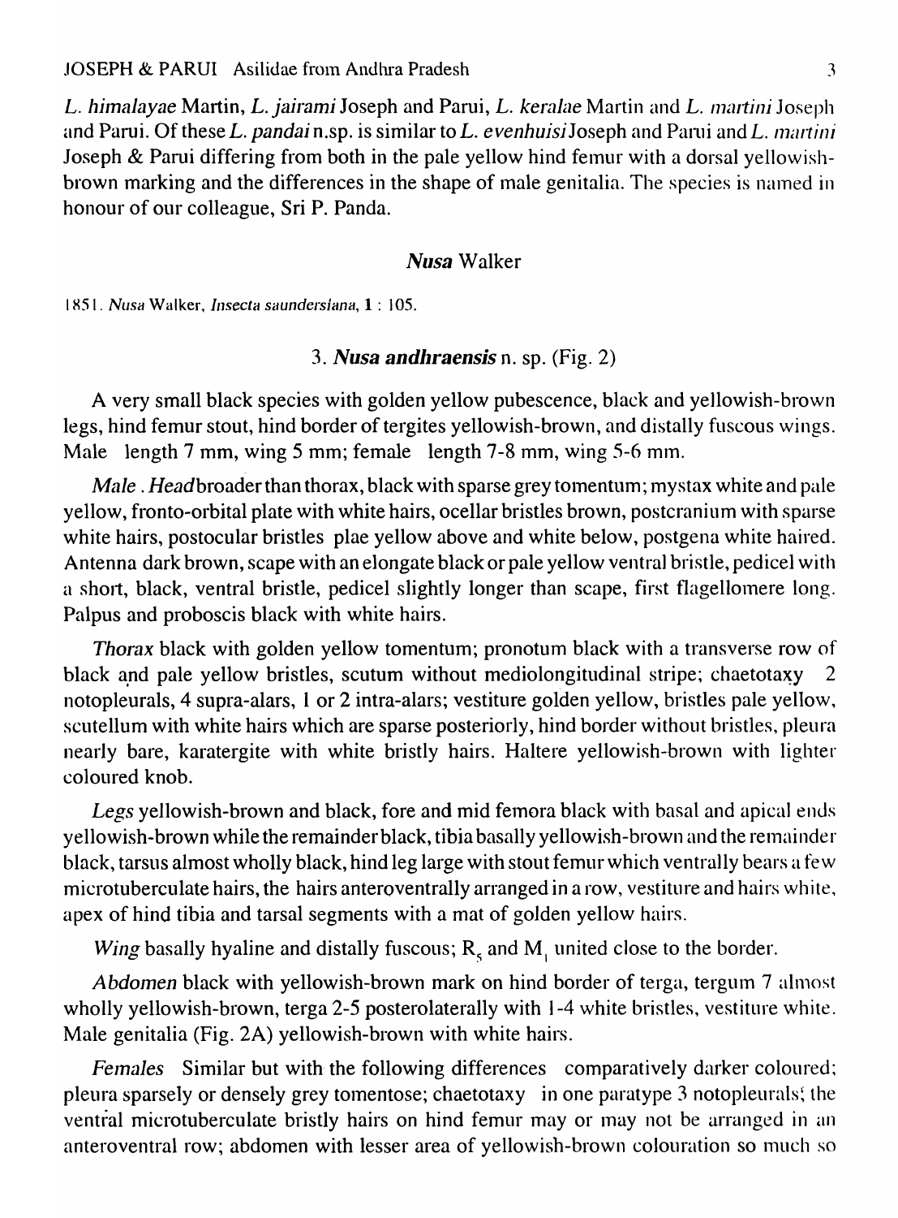*L. himalayae* Martin, *L. jairami* Joseph and Parui, *L. keralae* Martin and *L. martini* Joseph and Parui. Of these *L. pandai* n.sp. is similar to *L. evenhuisi* Joseph and Parui and *L. martini* Joseph & Parui differing from both in the pale yellow hind femur with a dorsal yellowish-brown marking and the differences in the shape of male genitalia. The species is named in honour of our colleague, Sri P. Panda.

## *Nusa* Walker

1851. *Nusa* Walker, *Insecta saundersiana*, **1** : 105.

### 3. *Nusa andhraensis* n. sp. (Fig. 2)

A very small black species with golden yellow pubescence, black and yellowish-brown legs, hind femur stout, hind border of tergites yellowish-brown, and distally fuscous wings. Male length 7 mm, wing 5 mm; female length 7-8 mm, wing 5-6 mm.

*Male*. *Head* broader than thorax, black with sparse grey tomentum; mystax white and pale yellow, fronto-orbital plate with white hairs, ocellar bristles brown, postcranium with sparse white hairs, postocular bristles plae yellow above and white below, postgena white haired. Antenna dark brown, scape with an elongate black or pale yellow ventral bristle, pedicel with a short, black, ventral bristle, pedicel slightly longer than scape, first flagellomere long. Palpus and proboscis black with white hairs.

*Thorax* black with golden yellow tomentum; pronotum black with a transverse row of black and pale yellow bristles, scutum without mediolongitudinal stripe; chaetotaxy 2 notopleurals, 4 supra-alars, 1 or 2 intra-alars; vestiture golden yellow, bristles pale yellow, scutellum with white hairs which are sparse posteriorly, hind border without bristles, pleura nearly bare, karatergite with white bristly hairs. Haltere yellowish-brown with lighter coloured knob.

*Legs* yellowish-brown and black, fore and mid femora black with basal and apical ends yellowish-brown while the remainder black, tibia basally yellowish-brown and the remainder black, tarsus almost wholly black, hind leg large with stout femur which ventrally bears a few microtuberculate hairs, the hairs anteroventrally arranged in a row, vestiture and hairs white, apex of hind tibia and tarsal segments with a mat of golden yellow hairs.

*Wing* basally hyaline and distally fuscous; $R_5$ and $M_1$ united close to the border.

*Abdomen* black with yellowish-brown mark on hind border of terga, tergum 7 almost wholly yellowish-brown, terga 2-5 posterolaterally with 1-4 white bristles, vestiture white. Male genitalia (Fig. 2A) yellowish-brown with white hairs.

*Females* Similar but with the following differences comparatively darker coloured; pleura sparsely or densely grey tomentose; chaetotaxy in one paratype 3 notopleurals; the ventral microtuberculate bristly hairs on hind femur may or may not be arranged in an anteroventral row; abdomen with lesser area of yellowish-brown colouration so much so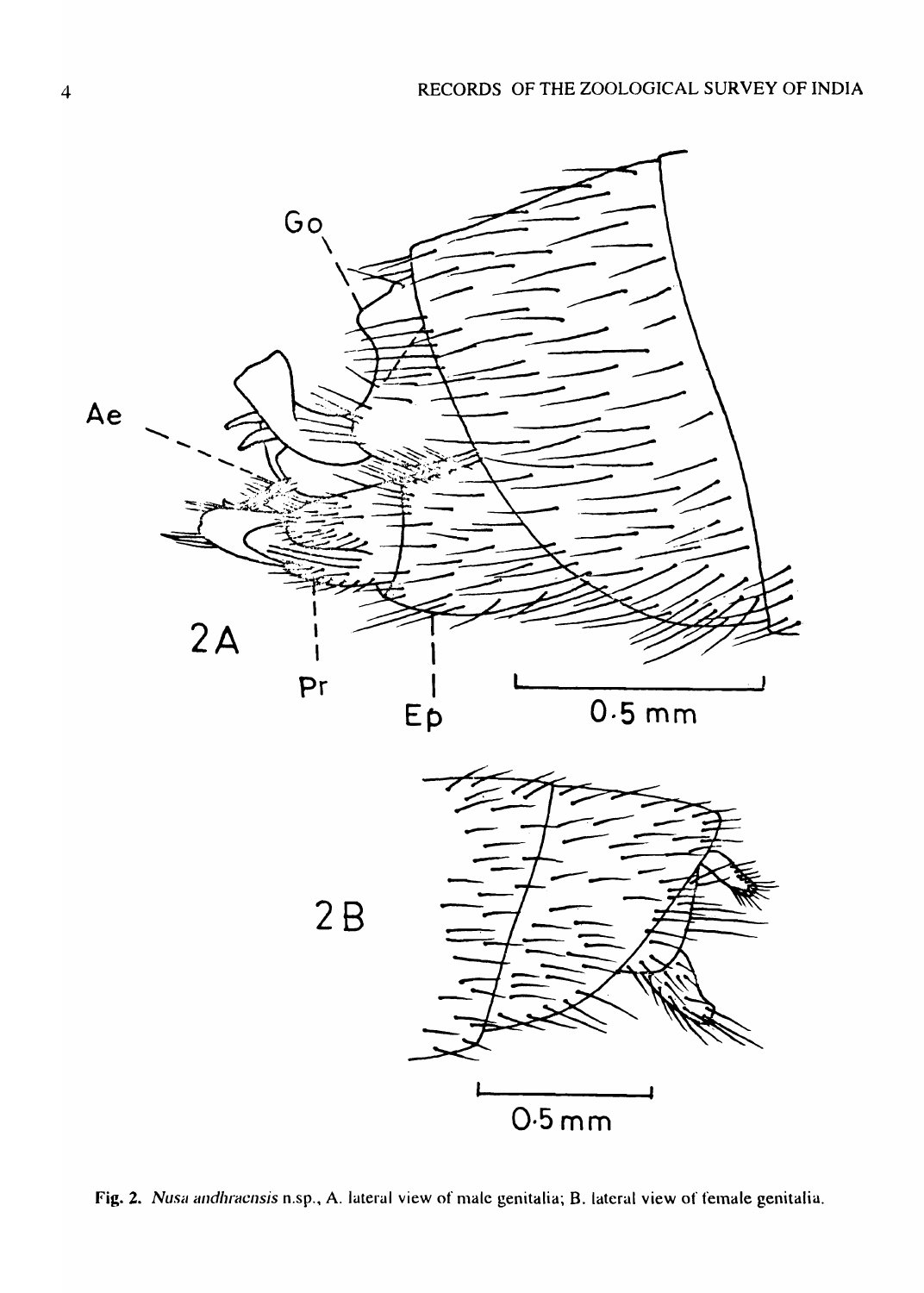**Fig. 2.** *Nusa andhraensis* n.sp., A. lateral view of male genitalia; B. lateral view of female genitalia.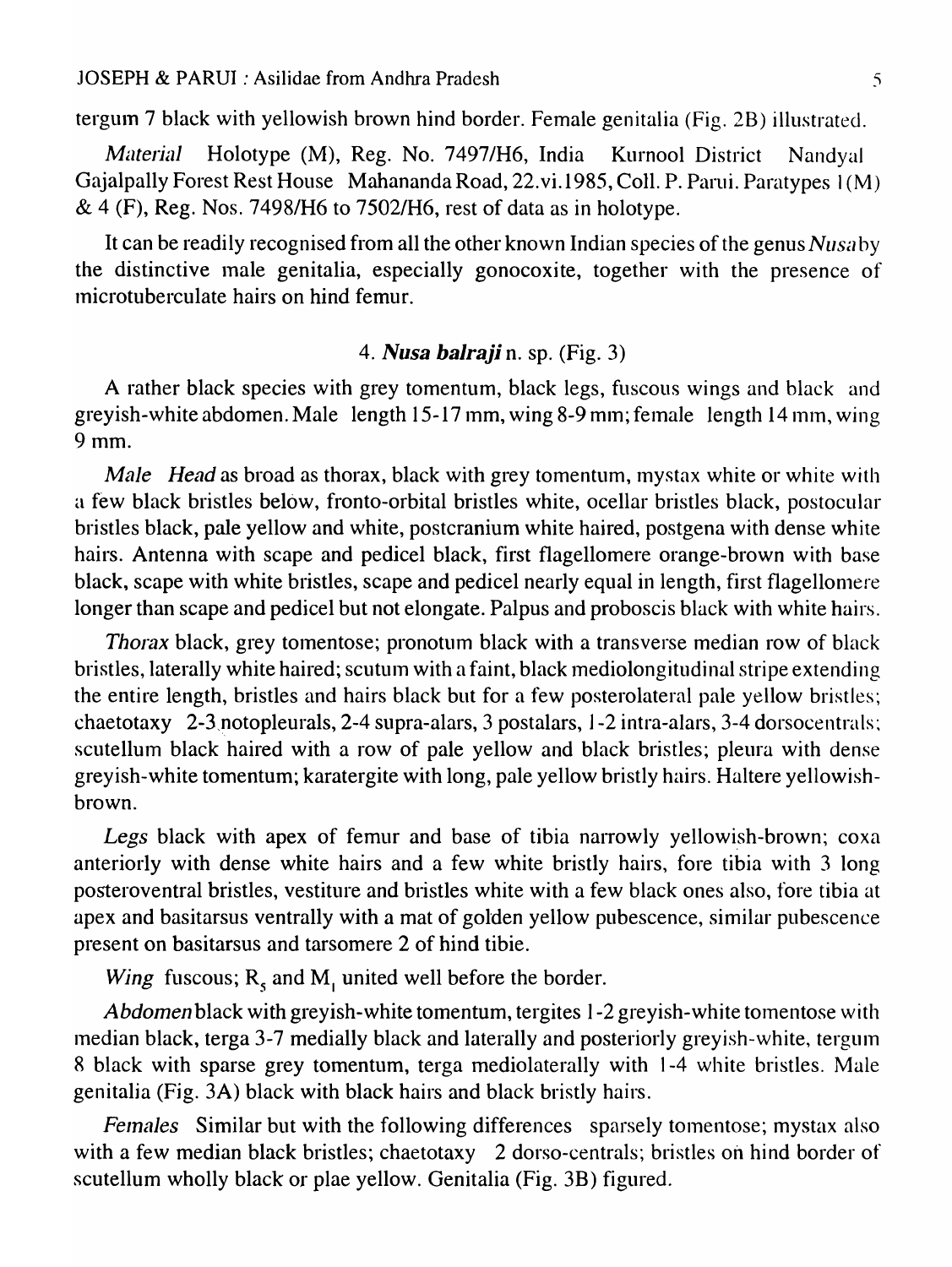tergum 7 black with yellowish brown hind border. Female genitalia (Fig. 2B) illustrated.

*Material* Holotype (M), Reg. No. 7497/H6, India Kurnool District Nandyal Gajalpally Forest Rest House Mahananda Road, 22.vi.1985, Coll. P. Parui. Paratypes 1(M) & 4 (F), Reg. Nos. 7498/H6 to 7502/H6, rest of data as in holotype.

It can be readily recognised from all the other known Indian species of the genus *Nusa* by the distinctive male genitalia, especially gonocoxite, together with the presence of microtuberculate hairs on hind femur.

### 4. ***Nusa balraji*** n. sp. (Fig. 3)

A rather black species with grey tomentum, black legs, fuscous wings and black and greyish-white abdomen. Male length 15-17 mm, wing 8-9 mm; female length 14 mm, wing 9 mm.

*Male Head* as broad as thorax, black with grey tomentum, mystax white or white with a few black bristles below, fronto-orbital bristles white, ocellar bristles black, postocular bristles black, pale yellow and white, postcranium white haired, postgena with dense white hairs. Antenna with scape and pedicel black, first flagellomere orange-brown with base black, scape with white bristles, scape and pedicel nearly equal in length, first flagellomere longer than scape and pedicel but not elongate. Palpus and proboscis black with white hairs.

*Thorax* black, grey tomentose; pronotum black with a transverse median row of black bristles, laterally white haired; scutum with a faint, black mediolongitudinal stripe extending the entire length, bristles and hairs black but for a few posterolateral pale yellow bristles; chaetotaxy 2-3 notopleurals, 2-4 supra-alars, 3 postalars, 1-2 intra-alars, 3-4 dorsocentrals; scutellum black haired with a row of pale yellow and black bristles; pleura with dense greyish-white tomentum; karatergite with long, pale yellow bristly hairs. Haltere yellowish-brown.

*Legs* black with apex of femur and base of tibia narrowly yellowish-brown; coxa anteriorly with dense white hairs and a few white bristly hairs, fore tibia with 3 long posteroventral bristles, vestiture and bristles white with a few black ones also, fore tibia at apex and basitarsus ventrally with a mat of golden yellow pubescence, similar pubescence present on basitarsus and tarsomere 2 of hind tibie.

*Wing* fuscous; $R_5$ and $M_1$ united well before the border.

*Abdomen* black with greyish-white tomentum, tergites 1-2 greyish-white tomentose with median black, terga 3-7 medially black and laterally and posteriorly greyish-white, tergum 8 black with sparse grey tomentum, terga mediolaterally with 1-4 white bristles. Male genitalia (Fig. 3A) black with black hairs and black bristly hairs.

*Females* Similar but with the following differences sparsely tomentose; mystax also with a few median black bristles; chaetotaxy 2 dorso-centrals; bristles on hind border of scutellum wholly black or plae yellow. Genitalia (Fig. 3B) figured.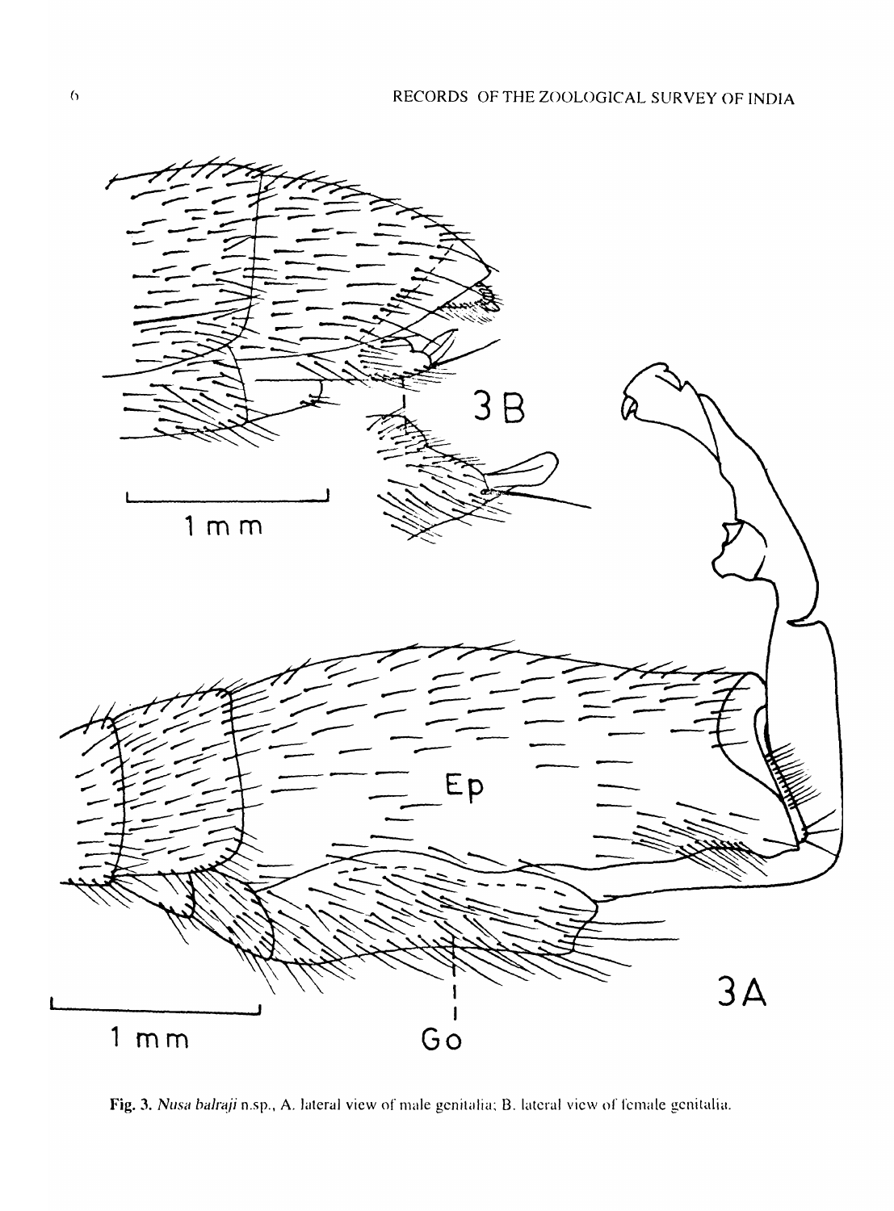**Fig. 3.** *Nusa balraji* n.sp., A. lateral view of male genitalia; B. lateral view of female genitalia.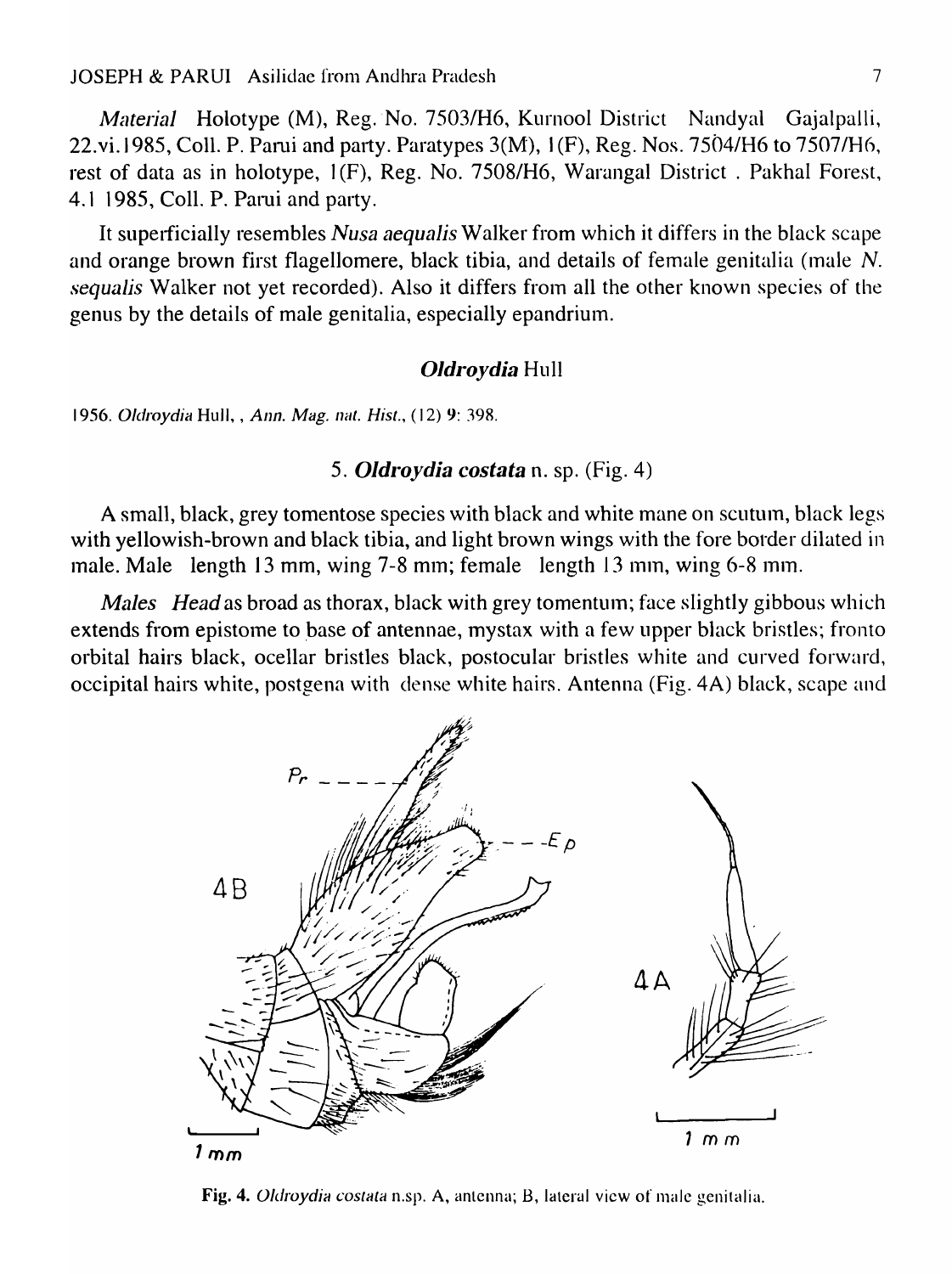*Material* Holotype (M), Reg. No. 7503/H6, Kurnool District Nandyal Gajalpalli, 22.vi.1985, Coll. P. Parui and party. Paratypes 3(M), 1(F), Reg. Nos. 7504/H6 to 7507/H6, rest of data as in holotype, 1(F), Reg. No. 7508/H6, Warangal District . Pakhal Forest, 4.1 1985, Coll. P. Parui and party.

It superficially resembles *Nusa aequalis* Walker from which it differs in the black scape and orange brown first flagellomere, black tibia, and details of female genitalia (male *N. sequalis* Walker not yet recorded). Also it differs from all the other known species of the genus by the details of male genitalia, especially epandrium.

## *Oldroydia* Hull

1956. *Oldroydia* Hull, , *Ann. Mag. nat. Hist.*, (12) 9: 398.

### 5. *Oldroydia costata* n. sp. (Fig. 4)

A small, black, grey tomentose species with black and white mane on scutum, black legs with yellowish-brown and black tibia, and light brown wings with the fore border dilated in male. Male length 13 mm, wing 7-8 mm; female length 13 mm, wing 6-8 mm.

*Males* *Head* as broad as thorax, black with grey tomentum; face slightly gibbous which extends from epistome to base of antennae, mystax with a few upper black bristles; fronto orbital hairs black, ocellar bristles black, postocular bristles white and curved forward, occipital hairs white, postgena with dense white hairs. Antenna (Fig. 4A) black, scape and

**Fig. 4.** *Oldroydia costata* n.sp. A, antenna; B, lateral view of male genitalia.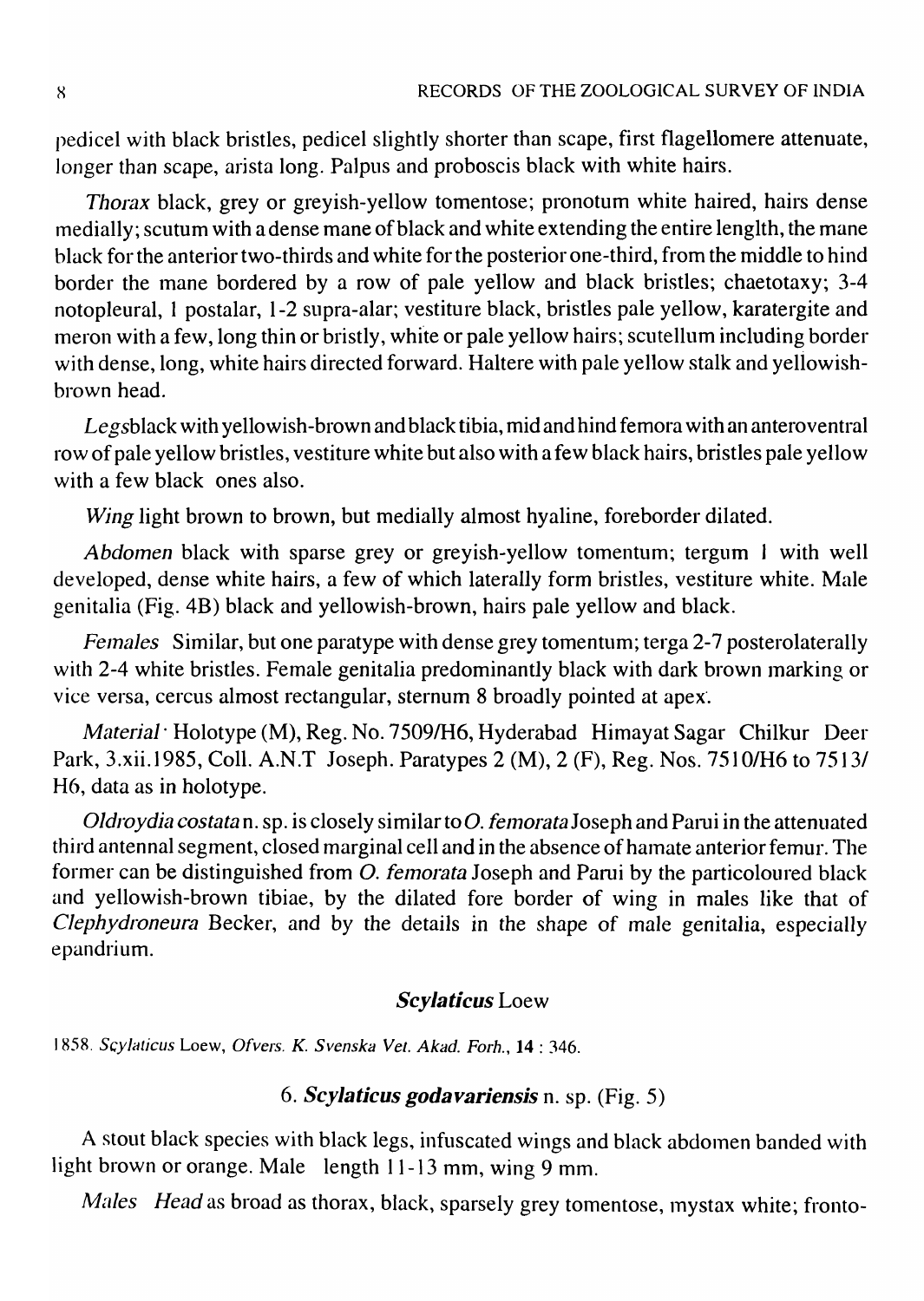pedicel with black bristles, pedicel slightly shorter than scape, first flagellomere attenuate, longer than scape, arista long. Palpus and proboscis black with white hairs.

*Thorax* black, grey or greyish-yellow tomentose; pronotum white haired, hairs dense medially; scutum with a dense mane of black and white extending the entire lenglth, the mane black for the anterior two-thirds and white for the posterior one-third, from the middle to hind border the mane bordered by a row of pale yellow and black bristles; chaetotaxy; 3-4 notopleural, 1 postalar, 1-2 supra-alar; vestiture black, bristles pale yellow, karatergite and meron with a few, long thin or bristly, white or pale yellow hairs; scutellum including border with dense, long, white hairs directed forward. Haltere with pale yellow stalk and yellowish-brown head.

*Legs* black with yellowish-brown and black tibia, mid and hind femora with an anteroventral row of pale yellow bristles, vestiture white but also with a few black hairs, bristles pale yellow with a few black ones also.

*Wing* light brown to brown, but medially almost hyaline, foreborder dilated.

*Abdomen* black with sparse grey or greyish-yellow tomentum; tergum 1 with well developed, dense white hairs, a few of which laterally form bristles, vestiture white. Male genitalia (Fig. 4B) black and yellowish-brown, hairs pale yellow and black.

*Females* Similar, but one paratype with dense grey tomentum; terga 2-7 posterolaterally with 2-4 white bristles. Female genitalia predominantly black with dark brown marking or vice versa, cercus almost rectangular, sternum 8 broadly pointed at apex.

*Material* · Holotype (M), Reg. No. 7509/H6, Hyderabad Himayat Sagar Chilkur Deer Park, 3.xii.1985, Coll. A.N.T Joseph. Paratypes 2 (M), 2 (F), Reg. Nos. 7510/H6 to 7513/H6, data as in holotype.

*Oldroydia costata* n. sp. is closely similar to *O. femorata* Joseph and Parui in the attenuated third antennal segment, closed marginal cell and in the absence of hamate anterior femur. The former can be distinguished from *O. femorata* Joseph and Parui by the particoloured black and yellowish-brown tibiae, by the dilated fore border of wing in males like that of *Clephydroneura* Becker, and by the details in the shape of male genitalia, especially epandrium.

## *Scylaticus* Loew

1858. *Scylaticus* Loew, *Ofvers. K. Svenska Vet. Akad. Forh.*, **14** : 346.

### 6. *Scylaticus godavariensis* n. sp. (Fig. 5)

A stout black species with black legs, infuscated wings and black abdomen banded with light brown or orange. Male length 11-13 mm, wing 9 mm.

*Males* *Head* as broad as thorax, black, sparsely grey tomentose, mystax white; fronto-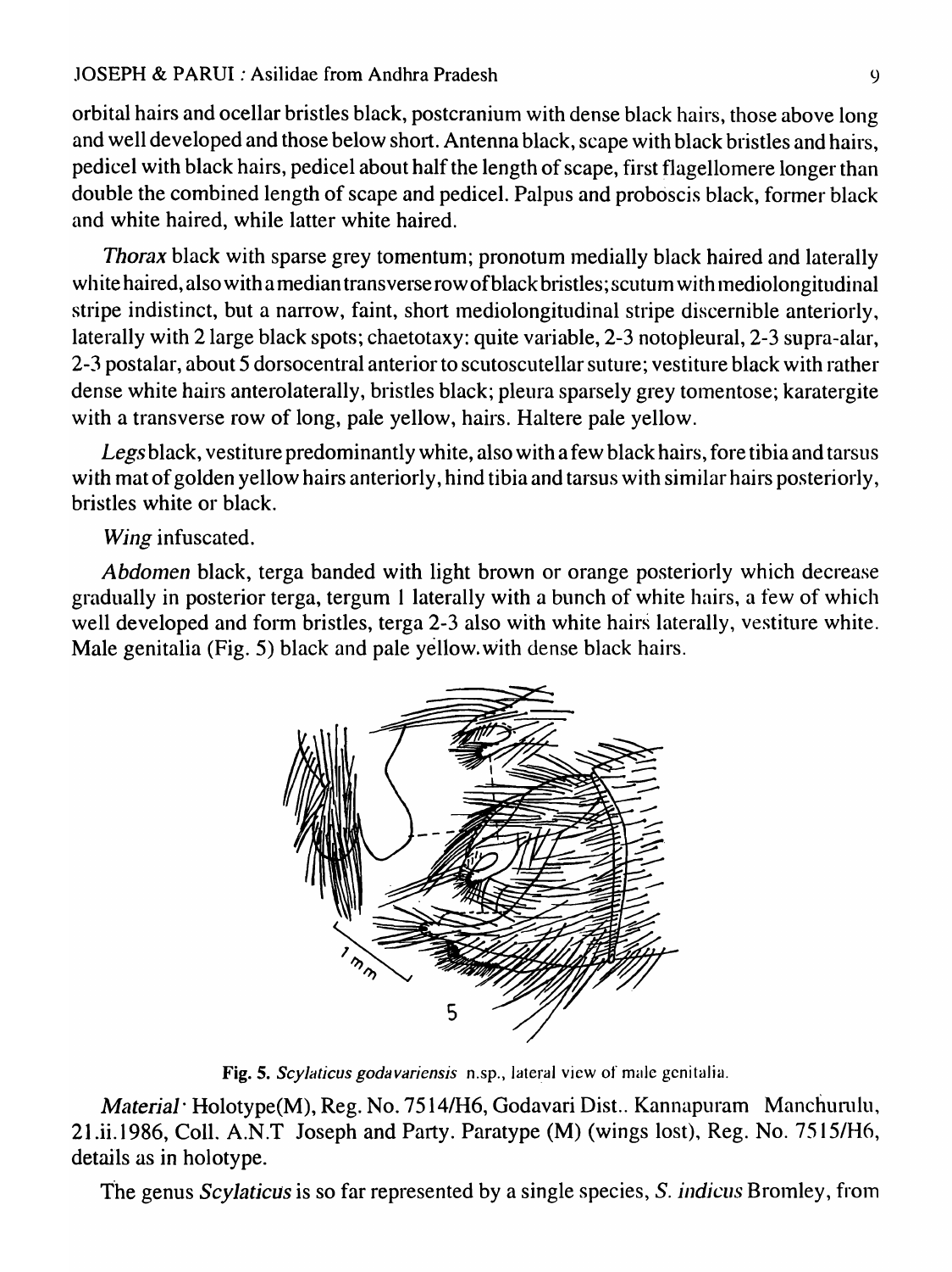orbital hairs and ocellar bristles black, postcranium with dense black hairs, those above long and well developed and those below short. Antenna black, scape with black bristles and hairs, pedicel with black hairs, pedicel about half the length of scape, first flagellomere longer than double the combined length of scape and pedicel. Palpus and proboscis black, former black and white haired, while latter white haired.

*Thorax* black with sparse grey tomentum; pronotum medially black haired and laterally white haired, also with a median transverse row of black bristles; scutum with mediolongitudinal stripe indistinct, but a narrow, faint, short mediolongitudinal stripe discernible anteriorly, laterally with 2 large black spots; chaetotaxy: quite variable, 2-3 notopleural, 2-3 supra-alar, 2-3 postalar, about 5 dorsocentral anterior to scutoscutellar suture; vestiture black with rather dense white hairs anterolaterally, bristles black; pleura sparsely grey tomentose; karatergite with a transverse row of long, pale yellow, hairs. Haltere pale yellow.

*Legs* black, vestiture predominantly white, also with a few black hairs, fore tibia and tarsus with mat of golden yellow hairs anteriorly, hind tibia and tarsus with similar hairs posteriorly, bristles white or black.

*Wing* infuscated.

*Abdomen* black, terga banded with light brown or orange posteriorly which decrease gradually in posterior terga, tergum 1 laterally with a bunch of white hairs, a few of which well developed and form bristles, terga 2-3 also with white hairs laterally, vestiture white. Male genitalia (Fig. 5) black and pale yellow with dense black hairs.

**Fig. 5.** *Scylaticus godavariensis* n.sp., lateral view of male genitalia.

*Material*· Holotype(M), Reg. No. 7514/H6, Godavari Dist.. Kannapuram Manchurulu, 21.ii.1986, Coll. A.N.T Joseph and Party. Paratype (M) (wings lost), Reg. No. 7515/H6, details as in holotype.

The genus *Scylaticus* is so far represented by a single species, *S. indicus* Bromley, from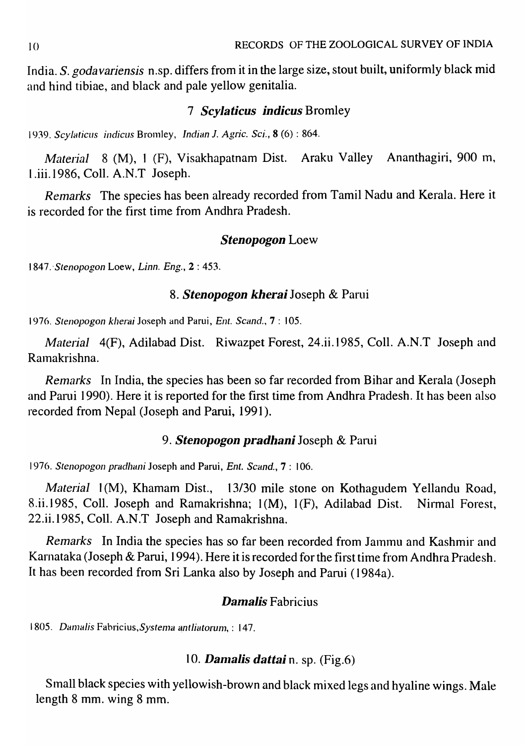India. *S. godavariensis* n.sp. differs from it in the large size, stout built, uniformly black mid and hind tibiae, and black and pale yellow genitalia.

### 7 *Scylaticus indicus* Bromley

1939. *Scylaticus indicus* Bromley, *Indian J. Agric. Sci.*, **8** (6) : 864.

*Material* 8 (M), 1 (F), Visakhapatnam Dist. Araku Valley Ananthagiri, 900 m, 1.iii.1986, Coll. A.N.T Joseph.

*Remarks* The species has been already recorded from Tamil Nadu and Kerala. Here it is recorded for the first time from Andhra Pradesh.

### *Stenopogon* Loew

1847. *Stenopogon* Loew, *Linn. Eng.*, **2** : 453.

### 8. *Stenopogon kherai* Joseph & Parui

1976. *Stenopogon kherai* Joseph and Parui, *Ent. Scand.*, **7** : 105.

*Material* 4(F), Adilabad Dist. Riwazpet Forest, 24.ii.1985, Coll. A.N.T Joseph and Ramakrishna.

*Remarks* In India, the species has been so far recorded from Bihar and Kerala (Joseph and Parui 1990). Here it is reported for the first time from Andhra Pradesh. It has been also recorded from Nepal (Joseph and Parui, 1991).

### 9. *Stenopogon pradhani* Joseph & Parui

1976. *Stenopogon pradhani* Joseph and Parui, *Ent. Scand.*, **7** : 106.

*Material* 1(M), Khamam Dist., 13/30 mile stone on Kothagudem Yellandu Road, 8.ii.1985, Coll. Joseph and Ramakrishna; 1(M), 1(F), Adilabad Dist. Nirmal Forest, 22.ii.1985, Coll. A.N.T Joseph and Ramakrishna.

*Remarks* In India the species has so far been recorded from Jammu and Kashmir and Karnataka (Joseph & Parui, 1994). Here it is recorded for the first time from Andhra Pradesh. It has been recorded from Sri Lanka also by Joseph and Parui (1984a).

### *Damalis* Fabricius

1805. *Damalis* Fabricius,*Systema antliatorum*, : 147.

### 10. *Damalis dattai* n. sp. (Fig.6)

Small black species with yellowish-brown and black mixed legs and hyaline wings. Male length 8 mm. wing 8 mm.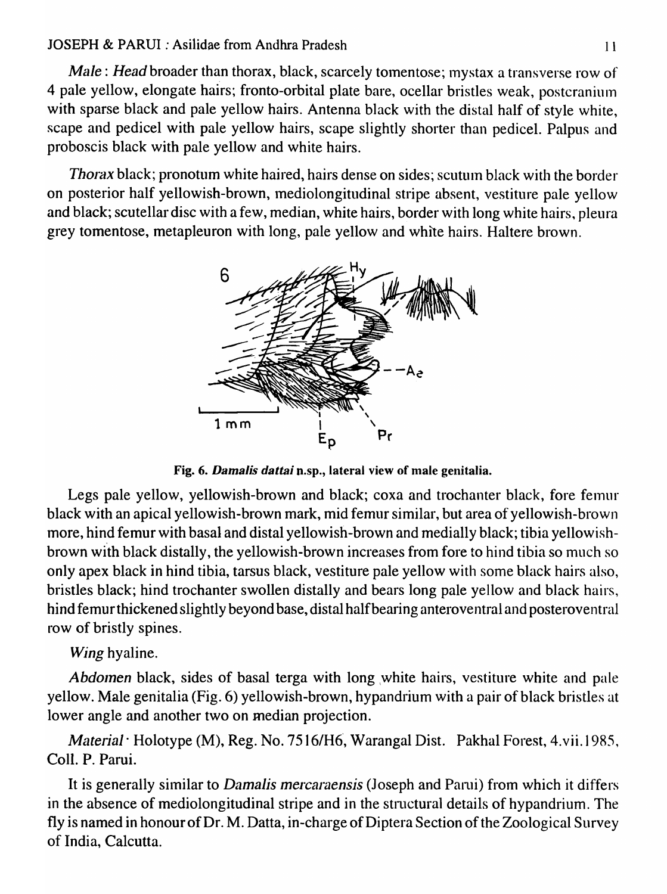*Male* : *Head* broader than thorax, black, scarcely tomentose; mystax a transverse row of 4 pale yellow, elongate hairs; fronto-orbital plate bare, ocellar bristles weak, postcranium with sparse black and pale yellow hairs. Antenna black with the distal half of style white, scape and pedicel with pale yellow hairs, scape slightly shorter than pedicel. Palpus and proboscis black with pale yellow and white hairs.

*Thorax* black; pronotum white haired, hairs dense on sides; scutum black with the border on posterior half yellowish-brown, mediolongitudinal stripe absent, vestiture pale yellow and black; scutellar disc with a few, median, white hairs, border with long white hairs, pleura grey tomentose, metapleuron with long, pale yellow and white hairs. Haltere brown.

**Fig. 6. *Damalis dattai* n.sp., lateral view of male genitalia.**

Legs pale yellow, yellowish-brown and black; coxa and trochanter black, fore femur black with an apical yellowish-brown mark, mid femur similar, but area of yellowish-brown more, hind femur with basal and distal yellowish-brown and medially black; tibia yellowish-brown with black distally, the yellowish-brown increases from fore to hind tibia so much so only apex black in hind tibia, tarsus black, vestiture pale yellow with some black hairs also, bristles black; hind trochanter swollen distally and bears long pale yellow and black hairs, hind femur thickened slightly beyond base, distal half bearing anteroventral and posteroventral row of bristly spines.

*Wing* hyaline.

*Abdomen* black, sides of basal terga with long white hairs, vestiture white and pale yellow. Male genitalia (Fig. 6) yellowish-brown, hypandrium with a pair of black bristles at lower angle and another two on median projection.

*Material*· Holotype (M), Reg. No. 7516/H6, Warangal Dist. Pakhal Forest, 4.vii.1985, Coll. P. Parui.

It is generally similar to *Damalis mercaraensis* (Joseph and Parui) from which it differs in the absence of mediolongitudinal stripe and in the structural details of hypandrium. The fly is named in honour of Dr. M. Datta, in-charge of Diptera Section of the Zoological Survey of India, Calcutta.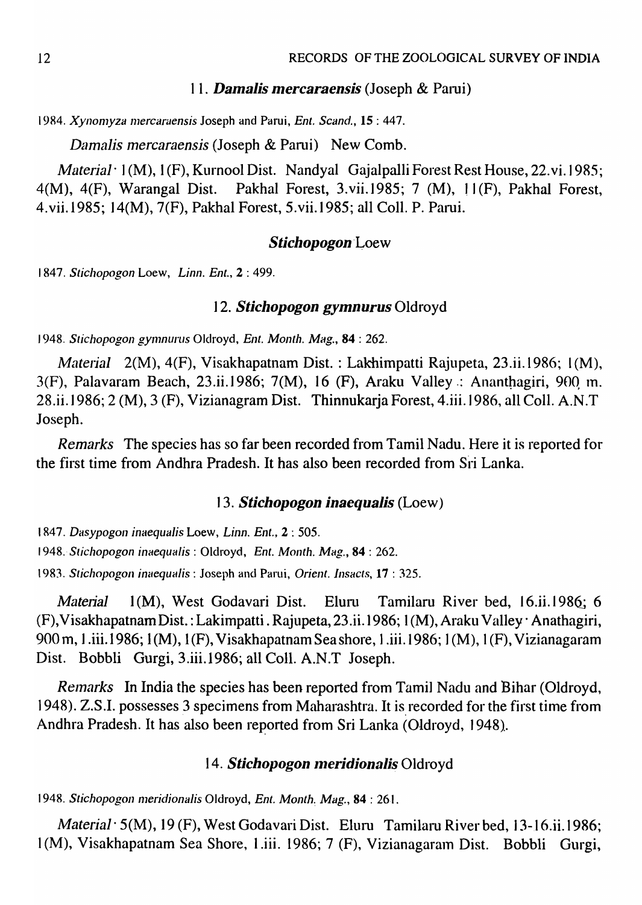### 11. ***Damalis mercaraensis*** (Joseph & Parui)

1984. *Xynomyza mercaraensis* Joseph and Parui, *Ent. Scand.*, **15** : 447.

*Damalis mercaraensis* (Joseph & Parui) New Comb.

*Material* · 1(M), 1(F), Kurnool Dist. Nandyal Gajalpalli Forest Rest House, 22.vi.1985; 4(M), 4(F), Warangal Dist. Pakhal Forest, 3.vii.1985; 7 (M), 11(F), Pakhal Forest, 4.vii.1985; 14(M), 7(F), Pakhal Forest, 5.vii.1985; all Coll. P. Parui.

## ***Stichopogon*** Loew

1847. *Stichopogon* Loew, *Linn. Ent.*, **2** : 499.

### 12. ***Stichopogon gymnurus*** Oldroyd

1948. *Stichopogon gymnurus* Oldroyd, *Ent. Month. Mag.*, **84** : 262.

*Material* 2(M), 4(F), Visakhapatnam Dist. : Lakhimpatti Rajupeta, 23.ii.1986; 1(M), 3(F), Palavaram Beach, 23.ii.1986; 7(M), 16 (F), Araku Valley : Ananthagiri, 900 m. 28.ii.1986; 2 (M), 3 (F), Vizianagram Dist. Thinnukarja Forest, 4.iii.1986, all Coll. A.N.T Joseph.

*Remarks* The species has so far been recorded from Tamil Nadu. Here it is reported for the first time from Andhra Pradesh. It has also been recorded from Sri Lanka.

### 13. ***Stichopogon inaequalis*** (Loew)

1847. *Dasypogon inaequalis* Loew, *Linn. Ent.*, **2** : 505.

1948. *Stichopogon inaequalis* : Oldroyd, *Ent. Month. Mag.*, **84** : 262.

1983. *Stichopogon inaequalis* : Joseph and Parui, *Orient. Insacts*, **17** : 325.

*Material* 1(M), West Godavari Dist. Eluru Tamilaru River bed, 16.ii.1986; 6 (F), Visakhapatnam Dist. : Lakimpatti . Rajupeta, 23.ii.1986; 1(M), Araku Valley · Anathagiri, 900 m, 1.iii.1986; 1(M), 1(F), Visakhapatnam Sea shore, 1.iii.1986; 1(M), 1(F), Vizianagaram Dist. Bobbli Gurgi, 3.iii.1986; all Coll. A.N.T Joseph.

*Remarks* In India the species has been reported from Tamil Nadu and Bihar (Oldroyd, 1948). Z.S.I. possesses 3 specimens from Maharashtra. It is recorded for the first time from Andhra Pradesh. It has also been reported from Sri Lanka (Oldroyd, 1948).

### 14. ***Stichopogon meridionalis*** Oldroyd

1948. *Stichopogon meridionalis* Oldroyd, *Ent. Month. Mag.*, **84** : 261.

*Material* · 5(M), 19 (F), West Godavari Dist. Eluru Tamilaru River bed, 13-16.ii.1986; 1(M), Visakhapatnam Sea Shore, 1.iii. 1986; 7 (F), Vizianagaram Dist. Bobbli Gurgi,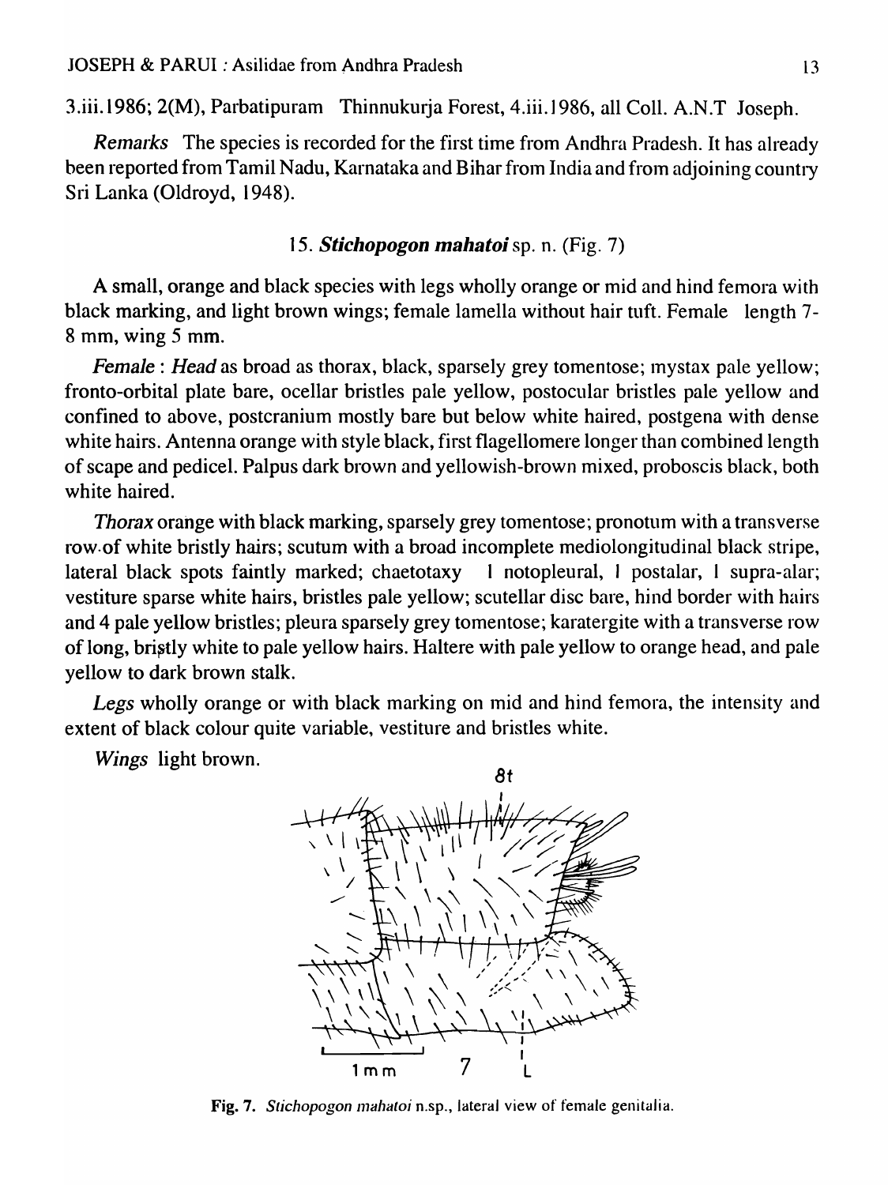3.iii.1986; 2(M), Parbatipuram Thinnukurja Forest, 4.iii.1986, all Coll. A.N.T Joseph.

*Remarks* The species is recorded for the first time from Andhra Pradesh. It has already been reported from Tamil Nadu, Karnataka and Bihar from India and from adjoining country Sri Lanka (Oldroyd, 1948).

### 15. *Stichopogon mahatoi* sp. n. (Fig. 7)

A small, orange and black species with legs wholly orange or mid and hind femora with black marking, and light brown wings; female lamella without hair tuft. Female length 7-8 mm, wing 5 mm.

*Female* : *Head* as broad as thorax, black, sparsely grey tomentose; mystax pale yellow; fronto-orbital plate bare, ocellar bristles pale yellow, postocular bristles pale yellow and confined to above, postcranium mostly bare but below white haired, postgena with dense white hairs. Antenna orange with style black, first flagellomere longer than combined length of scape and pedicel. Palpus dark brown and yellowish-brown mixed, proboscis black, both white haired.

*Thorax* orange with black marking, sparsely grey tomentose; pronotum with a transverse row of white bristly hairs; scutum with a broad incomplete mediolongitudinal black stripe, lateral black spots faintly marked; chaetotaxy 1 notopleural, 1 postalar, 1 supra-alar; vestiture sparse white hairs, bristles pale yellow; scutellar disc bare, hind border with hairs and 4 pale yellow bristles; pleura sparsely grey tomentose; karatergite with a transverse row of long, bristly white to pale yellow hairs. Haltere with pale yellow to orange head, and pale yellow to dark brown stalk.

*Legs* wholly orange or with black marking on mid and hind femora, the intensity and extent of black colour quite variable, vestiture and bristles white.

*Wings* light brown.

8t

1 mm 7 L

**Fig. 7.** *Stichopogon mahatoi* n.sp., lateral view of female genitalia.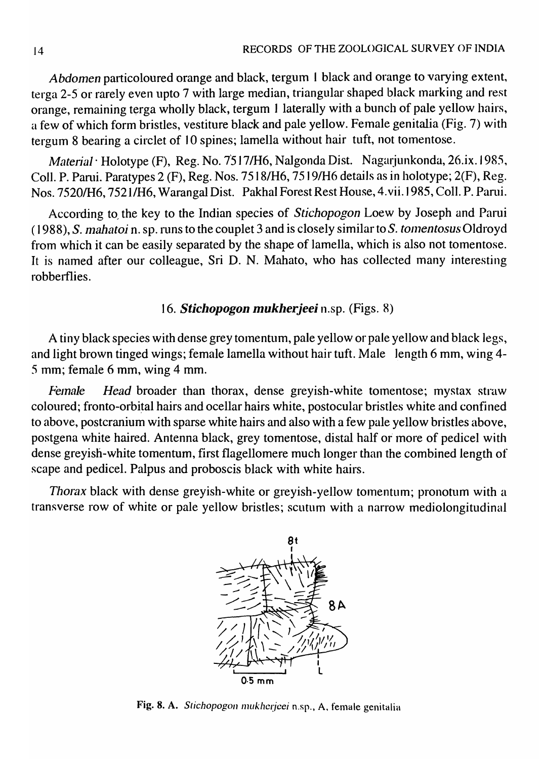*Abdomen* particoloured orange and black, tergum 1 black and orange to varying extent, terga 2-5 or rarely even upto 7 with large median, triangular shaped black marking and rest orange, remaining terga wholly black, tergum 1 laterally with a bunch of pale yellow hairs, a few of which form bristles, vestiture black and pale yellow. Female genitalia (Fig. 7) with tergum 8 bearing a circlet of 10 spines; lamella without hair tuft, not tomentose.

*Material* · Holotype (F), Reg. No. 7517/H6, Nalgonda Dist. Nagarjunkonda, 26.ix.1985, Coll. P. Parui. Paratypes 2 (F), Reg. Nos. 7518/H6, 7519/H6 details as in holotype; 2(F), Reg. Nos. 7520/H6, 7521/H6, Warangal Dist. Pakhal Forest Rest House, 4.vii.1985, Coll. P. Parui.

According to the key to the Indian species of *Stichopogon* Loew by Joseph and Parui (1988), *S. mahatoi* n. sp. runs to the couplet 3 and is closely similar to *S. tomentosus* Oldroyd from which it can be easily separated by the shape of lamella, which is also not tomentose. It is named after our colleague, Sri D. N. Mahato, who has collected many interesting robberflies.

### 16. *Stichopogon mukherjeei* n.sp. (Figs. 8)

A tiny black species with dense grey tomentum, pale yellow or pale yellow and black legs, and light brown tinged wings; female lamella without hair tuft. Male length 6 mm, wing 4-5 mm; female 6 mm, wing 4 mm.

*Female* *Head* broader than thorax, dense greyish-white tomentose; mystax straw coloured; fronto-orbital hairs and ocellar hairs white, postocular bristles white and confined to above, postcranium with sparse white hairs and also with a few pale yellow bristles above, postgena white haired. Antenna black, grey tomentose, distal half or more of pedicel with dense greyish-white tomentum, first flagellomere much longer than the combined length of scape and pedicel. Palpus and proboscis black with white hairs.

*Thorax* black with dense greyish-white or greyish-yellow tomentum; pronotum with a transverse row of white or pale yellow bristles; scutum with a narrow mediolongitudinal

Fig. 8. A. *Stichopogon mukherjeei* n.sp., A, female genitalia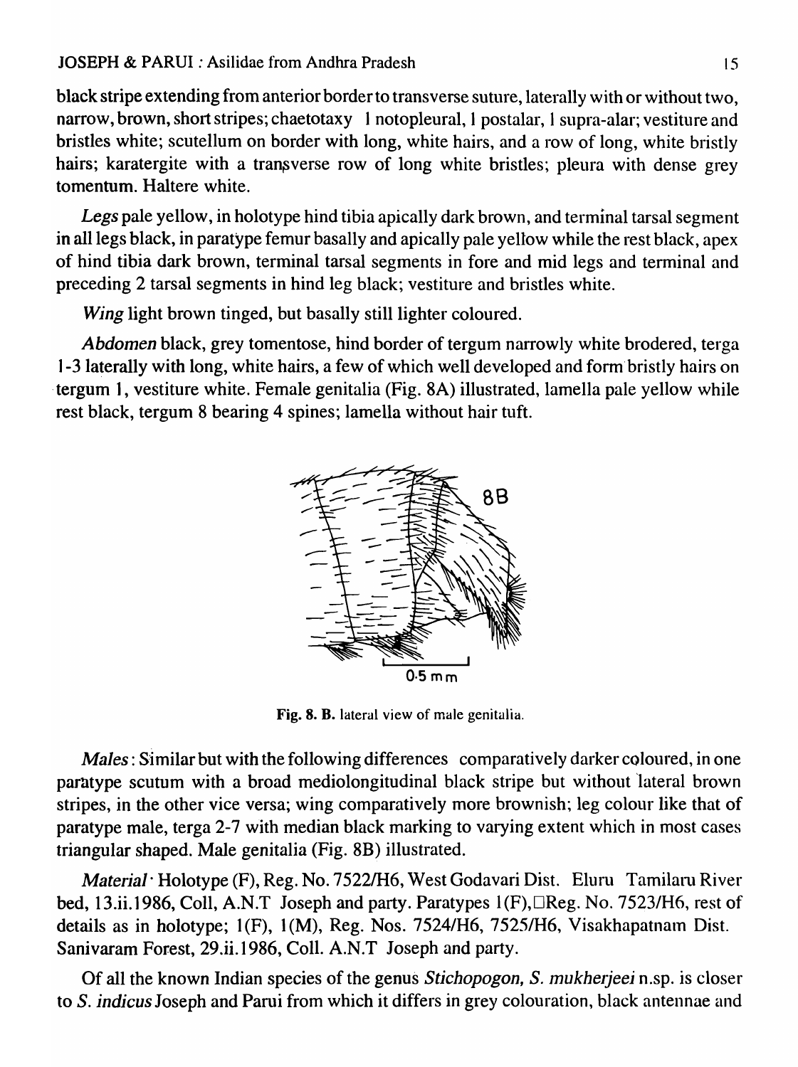black stripe extending from anterior border to transverse suture, laterally with or without two, narrow, brown, short stripes; chaetotaxy 1 notopleural, 1 postalar, 1 supra-alar; vestiture and bristles white; scutellum on border with long, white hairs, and a row of long, white bristly hairs; karatergite with a tranșverse row of long white bristles; pleura with dense grey tomentum. Haltere white.

*Legs* pale yellow, in holotype hind tibia apically dark brown, and terminal tarsal segment in all legs black, in paratype femur basally and apically pale yellow while the rest black, apex of hind tibia dark brown, terminal tarsal segments in fore and mid legs and terminal and preceding 2 tarsal segments in hind leg black; vestiture and bristles white.

*Wing* light brown tinged, but basally still lighter coloured.

*Abdomen* black, grey tomentose, hind border of tergum narrowly white brodered, terga 1-3 laterally with long, white hairs, a few of which well developed and form bristly hairs on tergum 1, vestiture white. Female genitalia (Fig. 8A) illustrated, lamella pale yellow while rest black, tergum 8 bearing 4 spines; lamella without hair tuft.

Fig. 8. B. lateral view of male genitalia.

*Males*: Similar but with the following differences comparatively darker coloured, in one paratype scutum with a broad mediolongitudinal black stripe but without lateral brown stripes, in the other vice versa; wing comparatively more brownish; leg colour like that of paratype male, terga 2-7 with median black marking to varying extent which in most cases triangular shaped. Male genitalia (Fig. 8B) illustrated.

*Material*· Holotype (F), Reg. No. 7522/H6, West Godavari Dist. Eluru Tamilaru River bed, 13.ii.1986, Coll, A.N.T Joseph and party. Paratypes 1(F), Reg. No. 7523/H6, rest of details as in holotype; 1(F), 1(M), Reg. Nos. 7524/H6, 7525/H6, Visakhapatnam Dist. Sanivaram Forest, 29.ii.1986, Coll. A.N.T Joseph and party.

Of all the known Indian species of the genus *Stichopogon*, *S. mukherjeei* n.sp. is closer to *S. indicus* Joseph and Parui from which it differs in grey colouration, black antennae and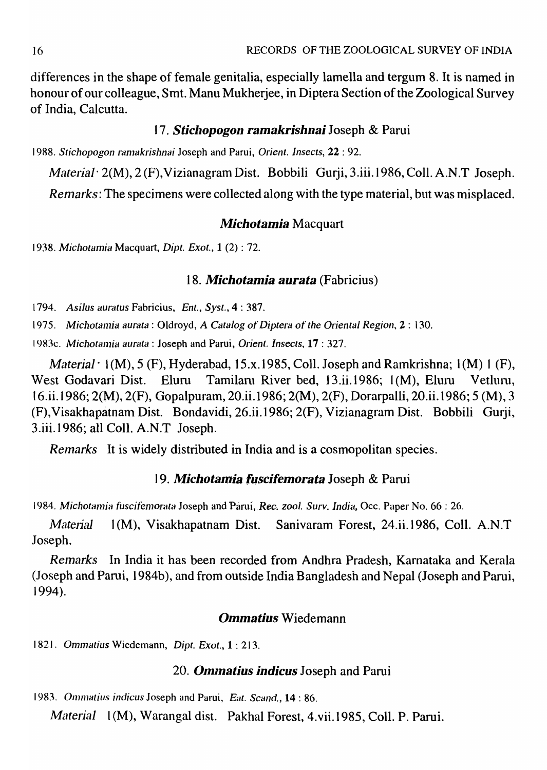differences in the shape of female genitalia, especially lamella and tergum 8. It is named in honour of our colleague, Smt. Manu Mukherjee, in Diptera Section of the Zoological Survey of India, Calcutta.

### 17. ***Stichopogon ramakrishnai*** Joseph & Parui

1988. *Stichopogon ramakrishnai* Joseph and Parui, *Orient. Insects*, **22** : 92.

*Material*· 2(M), 2 (F), Vizianagram Dist. Bobbili Gurji, 3.iii.1986, Coll. A.N.T Joseph.

*Remarks*: The specimens were collected along with the type material, but was misplaced.

### ***Michotamia*** Macquart

1938. *Michotamia* Macquart, *Dipt. Exot.*, **1** (2) : 72.

### 18. ***Michotamia aurata*** (Fabricius)

1794. *Asilus auratus* Fabricius, *Ent., Syst.*, **4** : 387.

1975. *Michotamia aurata* : Oldroyd, *A Catalog of Diptera of the Oriental Region*, **2** : 130.

1983c. *Michotamia aurata* : Joseph and Parui, *Orient. Insects*, **17** : 327.

*Material*· 1(M), 5 (F), Hyderabad, 15.x.1985, Coll. Joseph and Ramkrishna; 1(M) 1 (F), West Godavari Dist. Eluru Tamilaru River bed, 13.ii.1986; 1(M), Eluru Vetluru, 16.ii.1986; 2(M), 2(F), Gopalpuram, 20.ii.1986; 2(M), 2(F), Dorarpalli, 20.ii.1986; 5 (M), 3 (F), Visakhapatnam Dist. Bondavidi, 26.ii.1986; 2(F), Vizianagram Dist. Bobbili Gurji, 3.iii.1986; all Coll. A.N.T Joseph.

*Remarks* It is widely distributed in India and is a cosmopolitan species.

### 19. ***Michotamia fuscifemorata*** Joseph & Parui

1984. *Michotamia fuscifemorata* Joseph and Parui, *Rec. zool. Surv. India*, Occ. Paper No. 66 : 26.

*Material* 1(M), Visakhapatnam Dist. Sanivaram Forest, 24.ii.1986, Coll. A.N.T Joseph.

*Remarks* In India it has been recorded from Andhra Pradesh, Karnataka and Kerala (Joseph and Parui, 1984b), and from outside India Bangladesh and Nepal (Joseph and Parui, 1994).

### ***Ommatius*** Wiedemann

1821. *Ommatius* Wiedemann, *Dipt. Exot.*, **1** : 213.

### 20. ***Ommatius indicus*** Joseph and Parui

1983. *Ommatius indicus* Joseph and Parui, *Ent. Scand.*, **14** : 86.

*Material* 1(M), Warangal dist. Pakhal Forest, 4.vii.1985, Coll. P. Parui.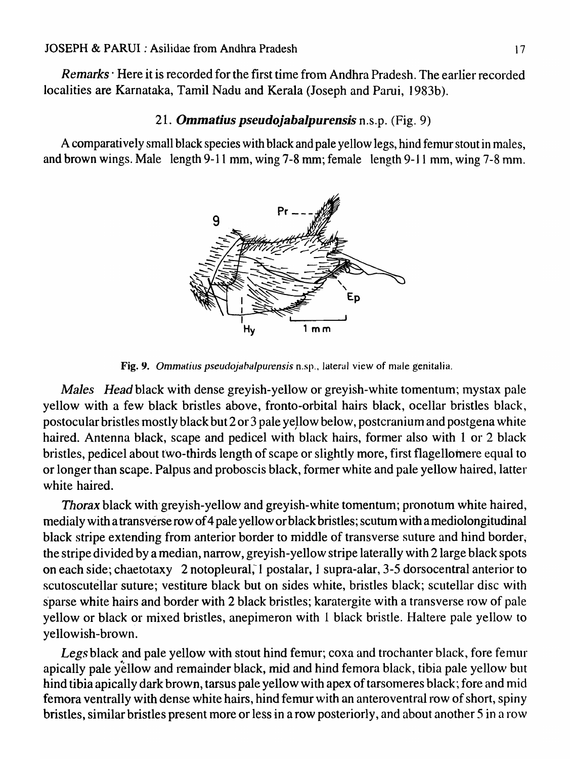*Remarks* · Here it is recorded for the first time from Andhra Pradesh. The earlier recorded localities are Karnataka, Tamil Nadu and Kerala (Joseph and Parui, 1983b).

### 21. *Ommatius pseudojabalpurensis* n.s.p. (Fig. 9)

A comparatively small black species with black and pale yellow legs, hind femur stout in males, and brown wings. Male length 9-11 mm, wing 7-8 mm; female length 9-11 mm, wing 7-8 mm.

**Fig. 9.** *Ommatius pseudojabalpurensis* n.sp., lateral view of male genitalia.

*Males* *Head* black with dense greyish-yellow or greyish-white tomentum; mystax pale yellow with a few black bristles above, fronto-orbital hairs black, ocellar bristles black, postocular bristles mostly black but 2 or 3 pale yellow below, postcranium and postgena white haired. Antenna black, scape and pedicel with black hairs, former also with 1 or 2 black bristles, pedicel about two-thirds length of scape or slightly more, first flagellomere equal to or longer than scape. Palpus and proboscis black, former white and pale yellow haired, latter white haired.

*Thorax* black with greyish-yellow and greyish-white tomentum; pronotum white haired, medialy with a transverse row of 4 pale yellow or black bristles; scutum with a mediolongitudinal black stripe extending from anterior border to middle of transverse suture and hind border, the stripe divided by a median, narrow, greyish-yellow stripe laterally with 2 large black spots on each side; chaetotaxy 2 notopleural, 1 postalar, 1 supra-alar, 3-5 dorsocentral anterior to scutoscutellar suture; vestiture black but on sides white, bristles black; scutellar disc with sparse white hairs and border with 2 black bristles; karatergite with a transverse row of pale yellow or black or mixed bristles, anepimeron with 1 black bristle. Haltere pale yellow to yellowish-brown.

*Legs* black and pale yellow with stout hind femur; coxa and trochanter black, fore femur apically pale yellow and remainder black, mid and hind femora black, tibia pale yellow but hind tibia apically dark brown, tarsus pale yellow with apex of tarsomeres black; fore and mid femora ventrally with dense white hairs, hind femur with an anteroventral row of short, spiny bristles, similar bristles present more or less in a row posteriorly, and about another 5 in a row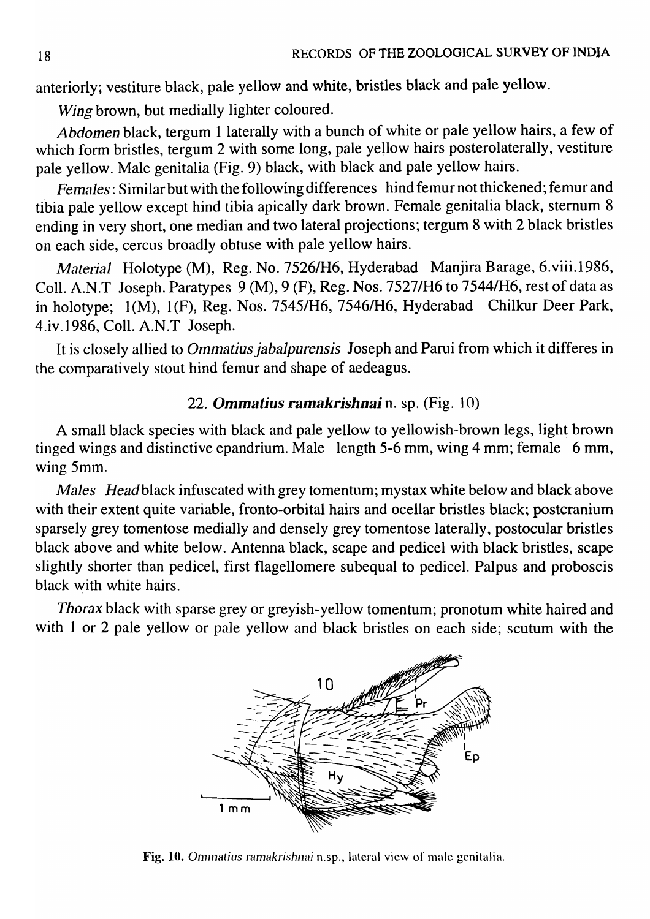anteriorly; vestiture black, pale yellow and white, bristles black and pale yellow.

*Wing* brown, but medially lighter coloured.

*Abdomen* black, tergum 1 laterally with a bunch of white or pale yellow hairs, a few of which form bristles, tergum 2 with some long, pale yellow hairs posterolaterally, vestiture pale yellow. Male genitalia (Fig. 9) black, with black and pale yellow hairs.

*Females*: Similar but with the following differences hind femur not thickened; femur and tibia pale yellow except hind tibia apically dark brown. Female genitalia black, sternum 8 ending in very short, one median and two lateral projections; tergum 8 with 2 black bristles on each side, cercus broadly obtuse with pale yellow hairs.

*Material* Holotype (M), Reg. No. 7526/H6, Hyderabad Manjira Barage, 6.viii.1986, Coll. A.N.T Joseph. Paratypes 9 (M), 9 (F), Reg. Nos. 7527/H6 to 7544/H6, rest of data as in holotype; 1(M), 1(F), Reg. Nos. 7545/H6, 7546/H6, Hyderabad Chilkur Deer Park, 4.iv.1986, Coll. A.N.T Joseph.

It is closely allied to *Ommatius jabalpurensis* Joseph and Parui from which it differes in the comparatively stout hind femur and shape of aedeagus.

### 22. ***Ommatius ramakrishnai*** n. sp. (Fig. 10)

A small black species with black and pale yellow to yellowish-brown legs, light brown tinged wings and distinctive epandrium. Male length 5-6 mm, wing 4 mm; female 6 mm, wing 5mm.

*Males* *Head* black infuscated with grey tomentum; mystax white below and black above with their extent quite variable, fronto-orbital hairs and ocellar bristles black; postcranium sparsely grey tomentose medially and densely grey tomentose laterally, postocular bristles black above and white below. Antenna black, scape and pedicel with black bristles, scape slightly shorter than pedicel, first flagellomere subequal to pedicel. Palpus and proboscis black with white hairs.

*Thorax* black with sparse grey or greyish-yellow tomentum; pronotum white haired and with 1 or 2 pale yellow or pale yellow and black bristles on each side; scutum with the

**Fig. 10.** *Ommatius ramakrishnai* n.sp., lateral view of male genitalia.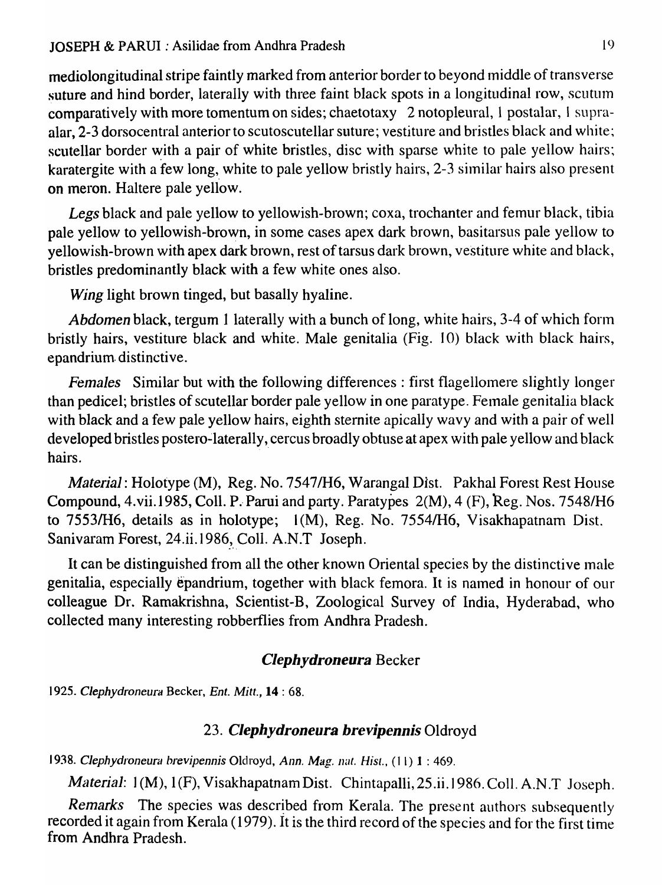mediolongitudinal stripe faintly marked from anterior border to beyond middle of transverse suture and hind border, laterally with three faint black spots in a longitudinal row, scutum comparatively with more tomentum on sides; chaetotaxy 2 notopleural, 1 postalar, 1 supra-alar, 2-3 dorsocentral anterior to scutoscutellar suture; vestiture and bristles black and white; scutellar border with a pair of white bristles, disc with sparse white to pale yellow hairs; karatergite with a few long, white to pale yellow bristly hairs, 2-3 similar hairs also present on meron. Haltere pale yellow.

*Legs* black and pale yellow to yellowish-brown; coxa, trochanter and femur black, tibia pale yellow to yellowish-brown, in some cases apex dark brown, basitarsus pale yellow to yellowish-brown with apex dark brown, rest of tarsus dark brown, vestiture white and black, bristles predominantly black with a few white ones also.

*Wing* light brown tinged, but basally hyaline.

*Abdomen* black, tergum 1 laterally with a bunch of long, white hairs, 3-4 of which form bristly hairs, vestiture black and white. Male genitalia (Fig. 10) black with black hairs, epandrium distinctive.

*Females* Similar but with the following differences : first flagellomere slightly longer than pedicel; bristles of scutellar border pale yellow in one paratype. Female genitalia black with black and a few pale yellow hairs, eighth sternite apically wavy and with a pair of well developed bristles postero-laterally, cercus broadly obtuse at apex with pale yellow and black hairs.

*Material*: Holotype (M), Reg. No. 7547/H6, Warangal Dist. Pakhal Forest Rest House Compound, 4.vii.1985, Coll. P. Parui and party. Paratypes 2(M), 4 (F), Reg. Nos. 7548/H6 to 7553/H6, details as in holotype; 1(M), Reg. No. 7554/H6, Visakhapatnam Dist. Sanivaram Forest, 24.ii.1986, Coll. A.N.T Joseph.

It can be distinguished from all the other known Oriental species by the distinctive male genitalia, especially epandrium, together with black femora. It is named in honour of our colleague Dr. Ramakrishna, Scientist-B, Zoological Survey of India, Hyderabad, who collected many interesting robberflies from Andhra Pradesh.

## *Clephydroneura* Becker

1925. *Clephydroneura* Becker, *Ent. Mitt.*, **14** : 68.

### 23. *Clephydroneura brevipennis* Oldroyd

1938. *Clephydroneura brevipennis* Oldroyd, *Ann. Mag. nat. Hist.*, (11) **1** : 469.

*Material*: 1(M), 1(F), Visakhapatnam Dist. Chintapalli, 25.ii.1986. Coll. A.N.T Joseph.

*Remarks* The species was described from Kerala. The present authors subsequently recorded it again from Kerala (1979). It is the third record of the species and for the first time from Andhra Pradesh.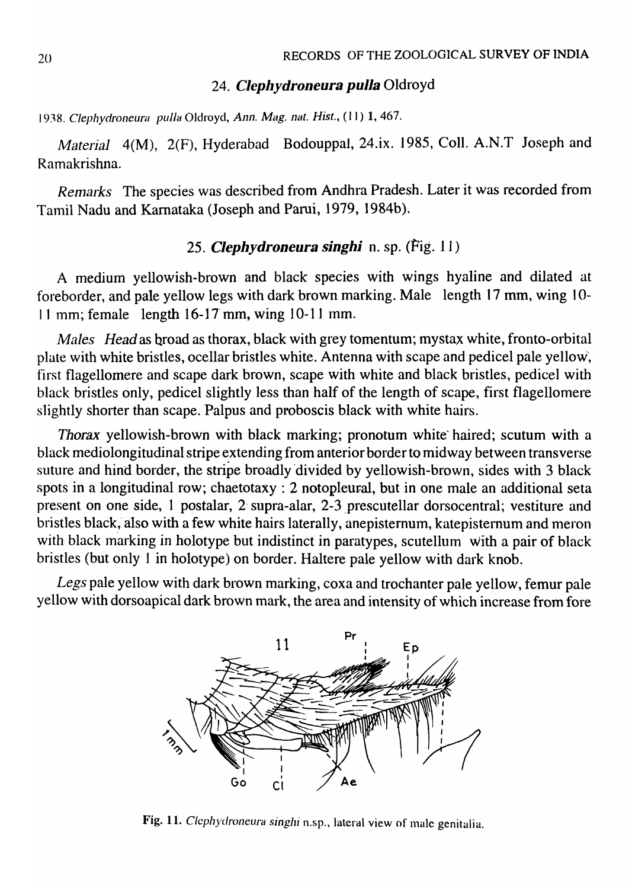### 24. *Clephydroneura pulla* Oldroyd

1938. *Clephydroneura pulla* Oldroyd, *Ann. Mag. nat. Hist.*, (11) 1, 467.

*Material* 4(M), 2(F), Hyderabad Bodouppal, 24.ix. 1985, Coll. A.N.T Joseph and Ramakrishna.

*Remarks* The species was described from Andhra Pradesh. Later it was recorded from Tamil Nadu and Karnataka (Joseph and Parui, 1979, 1984b).

### 25. *Clephydroneura singhi* n. sp. (Fig. 11)

A medium yellowish-brown and black species with wings hyaline and dilated at foreborder, and pale yellow legs with dark brown marking. Male length 17 mm, wing 10-11 mm; female length 16-17 mm, wing 10-11 mm.

*Males* *Head* as broad as thorax, black with grey tomentum; mystax white, fronto-orbital plate with white bristles, ocellar bristles white. Antenna with scape and pedicel pale yellow, first flagellomere and scape dark brown, scape with white and black bristles, pedicel with black bristles only, pedicel slightly less than half of the length of scape, first flagellomere slightly shorter than scape. Palpus and proboscis black with white hairs.

*Thorax* yellowish-brown with black marking; pronotum white haired; scutum with a black mediolongitudinal stripe extending from anterior border to midway between transverse suture and hind border, the stripe broadly divided by yellowish-brown, sides with 3 black spots in a longitudinal row; chaetotaxy : 2 notopleural, but in one male an additional seta present on one side, 1 postalar, 2 supra-alar, 2-3 prescutellar dorsocentral; vestiture and bristles black, also with a few white hairs laterally, anepisternum, katepisternum and meron with black marking in holotype but indistinct in paratypes, scutellum with a pair of black bristles (but only 1 in holotype) on border. Haltere pale yellow with dark knob.

*Legs* pale yellow with dark brown marking, coxa and trochanter pale yellow, femur pale yellow with dorsoapical dark brown mark, the area and intensity of which increase from fore

Fig. 11. *Clephydroneura singhi* n.sp., lateral view of male genitalia.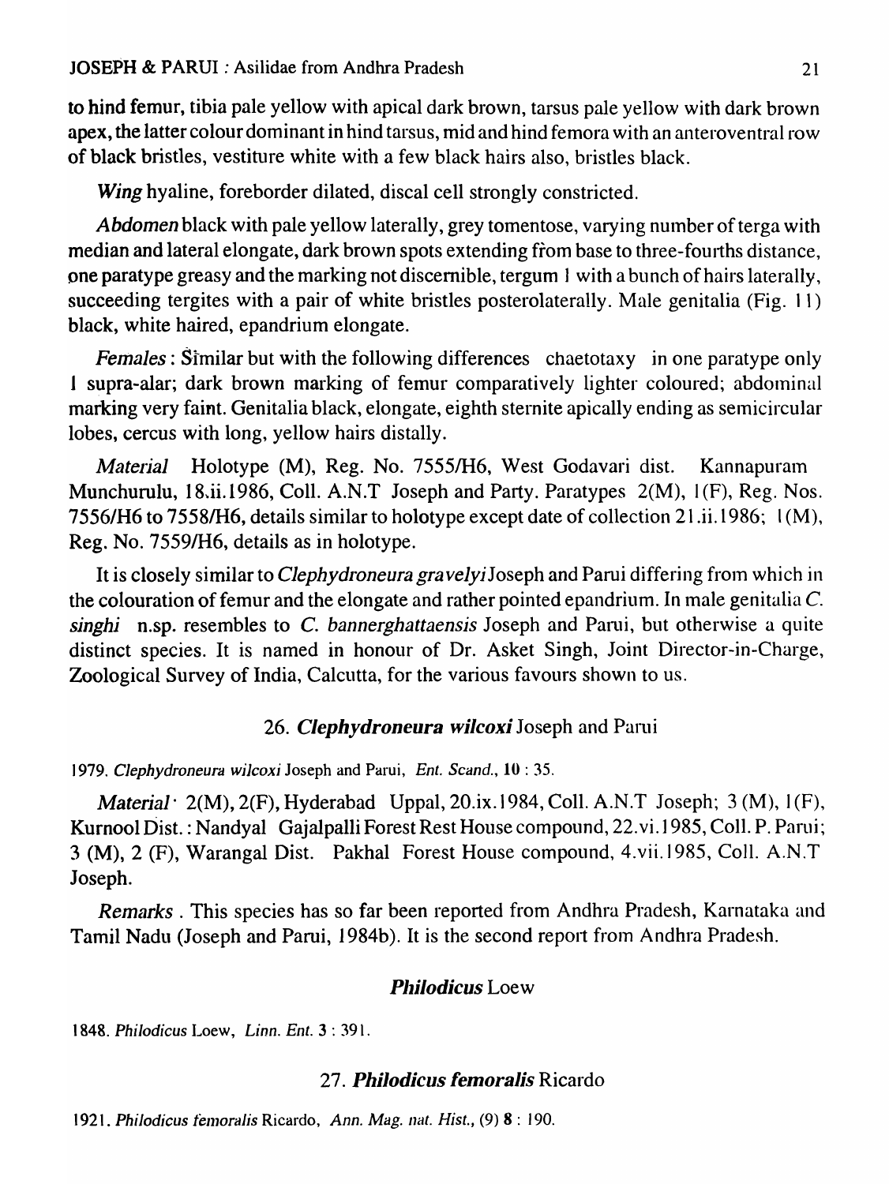to hind femur, tibia pale yellow with apical dark brown, tarsus pale yellow with dark brown apex, the latter colour dominant in hind tarsus, mid and hind femora with an anteroventral row of black bristles, vestiture white with a few black hairs also, bristles black.

*Wing* hyaline, foreborder dilated, discal cell strongly constricted.

*Abdomen* black with pale yellow laterally, grey tomentose, varying number of terga with median and lateral elongate, dark brown spots extending from base to three-fourths distance, one paratype greasy and the marking not discernible, tergum 1 with a bunch of hairs laterally, succeeding tergites with a pair of white bristles posterolaterally. Male genitalia (Fig. 11) black, white haired, epandrium elongate.

*Females* : Similar but with the following differences chaetotaxy in one paratype only 1 supra-alar; dark brown marking of femur comparatively lighter coloured; abdominal marking very faint. Genitalia black, elongate, eighth sternite apically ending as semicircular lobes, cercus with long, yellow hairs distally.

*Material* Holotype (M), Reg. No. 7555/H6, West Godavari dist. Kannapuram Munchurulu, 18.ii.1986, Coll. A.N.T Joseph and Party. Paratypes 2(M), 1(F), Reg. Nos. 7556/H6 to 7558/H6, details similar to holotype except date of collection 21.ii.1986; 1(M), Reg. No. 7559/H6, details as in holotype.

It is closely similar to *Clephydroneura gravelyi* Joseph and Parui differing from which in the colouration of femur and the elongate and rather pointed epandrium. In male genitalia *C. singhi* n.sp. resembles to *C. bannerghattaensis* Joseph and Parui, but otherwise a quite distinct species. It is named in honour of Dr. Asket Singh, Joint Director-in-Charge, Zoological Survey of India, Calcutta, for the various favours shown to us.

### 26. ***Clephydroneura wilcoxi*** Joseph and Parui

1979. *Clephydroneura wilcoxi* Joseph and Parui, *Ent. Scand.*, **10** : 35.

*Material* · 2(M), 2(F), Hyderabad Uppal, 20.ix.1984, Coll. A.N.T Joseph; 3 (M), 1(F), Kurnool Dist. : Nandyal Gajalpalli Forest Rest House compound, 22.vi.1985, Coll. P. Parui; 3 (M), 2 (F), Warangal Dist. Pakhal Forest House compound, 4.vii.1985, Coll. A.N.T Joseph.

*Remarks* . This species has so far been reported from Andhra Pradesh, Karnataka and Tamil Nadu (Joseph and Parui, 1984b). It is the second report from Andhra Pradesh.

### ***Philodicus*** Loew

1848. *Philodicus* Loew, *Linn. Ent.* **3** : 391.

### 27. ***Philodicus femoralis*** Ricardo

1921. *Philodicus femoralis* Ricardo, *Ann. Mag. nat. Hist.*, (9) **8** : 190.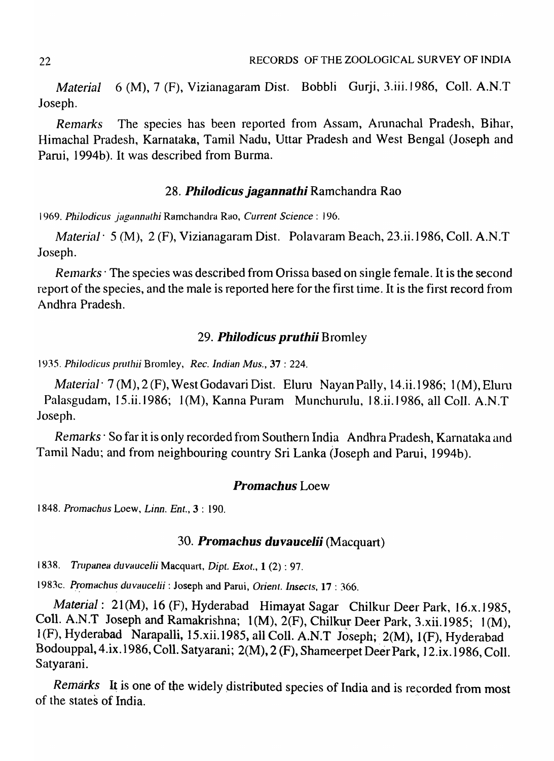*Material* 6 (M), 7 (F), Vizianagaram Dist. Bobbli Gurji, 3.iii.1986, Coll. A.N.T Joseph.

*Remarks* The species has been reported from Assam, Arunachal Pradesh, Bihar, Himachal Pradesh, Karnataka, Tamil Nadu, Uttar Pradesh and West Bengal (Joseph and Parui, 1994b). It was described from Burma.

### 28. ***Philodicus jagannathi*** Ramchandra Rao

1969. *Philodicus jagannathi* Ramchandra Rao, *Current Science* : 196.

*Material* · 5 (M), 2 (F), Vizianagaram Dist. Polavaram Beach, 23.ii.1986, Coll. A.N.T Joseph.

*Remarks* · The species was described from Orissa based on single female. It is the second report of the species, and the male is reported here for the first time. It is the first record from Andhra Pradesh.

### 29. ***Philodicus pruthii*** Bromley

1935. *Philodicus pruthii* Bromley, *Rec. Indian Mus.*, **37** : 224.

*Material* · 7 (M), 2 (F), West Godavari Dist. Eluru Nayan Pally, 14.ii.1986; 1(M), Eluru Palasgudam, 15.ii.1986; 1(M), Kanna Puram Munchurulu, 18.ii.1986, all Coll. A.N.T Joseph.

*Remarks* · So far it is only recorded from Southern India Andhra Pradesh, Karnataka and Tamil Nadu; and from neighbouring country Sri Lanka (Joseph and Parui, 1994b).

### ***Promachus*** Loew

1848. *Promachus* Loew, *Linn. Ent.*, **3** : 190.

### 30. ***Promachus duvaucelii*** (Macquart)

1838. *Trupanea duvaucelii* Macquart, *Dipt. Exot.*, **1** (2) : 97.

1983c. *Promachus duvaucelii* : Joseph and Parui, *Orient. Insects*, **17** : 366.

*Material* : 21(M), 16 (F), Hyderabad Himayat Sagar Chilkur Deer Park, 16.x.1985, Coll. A.N.T Joseph and Ramakrishna; 1(M), 2(F), Chilkur Deer Park, 3.xii.1985; 1(M), 1(F), Hyderabad Narapalli, 15.xii.1985, all Coll. A.N.T Joseph; 2(M), 1(F), Hyderabad Bodouppal, 4.ix.1986, Coll. Satyarani; 2(M), 2 (F), Shameerpet Deer Park, 12.ix.1986, Coll. Satyarani.

*Remarks* It is one of the widely distributed species of India and is recorded from most of the states of India.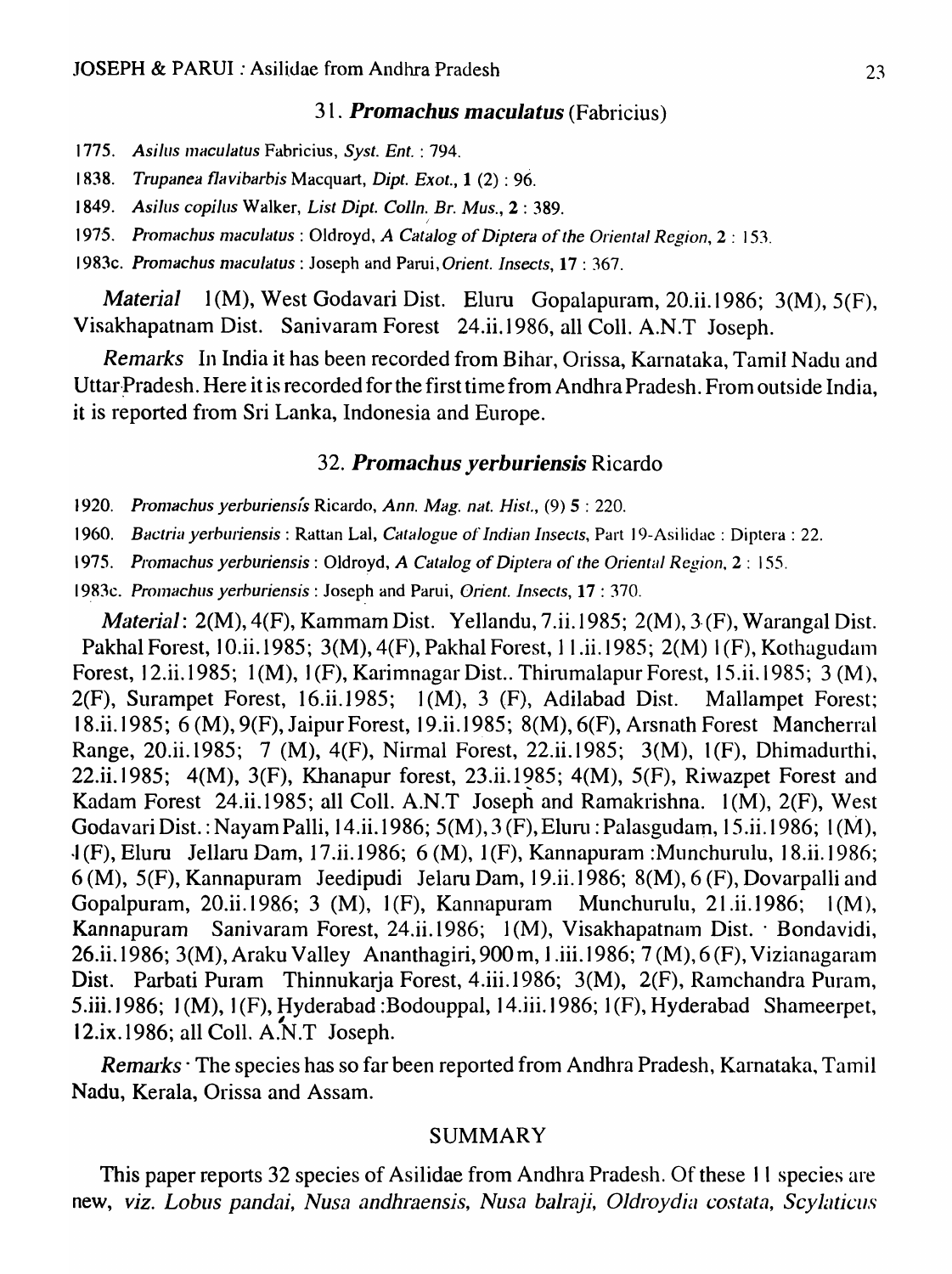### 31. *Promachus maculatus* (Fabricius)

1775. *Asilus maculatus* Fabricius, *Syst. Ent.* : 794.

1838. *Trupanea flavibarbis* Macquart, *Dipt. Exot.*, **1** (2) : 96.

1849. *Asilus copilus* Walker, *List Dipt. Colln. Br. Mus.*, **2** : 389.

1975. *Promachus maculatus* : Oldroyd, *A Catalog of Diptera of the Oriental Region*, **2** : 153.

1983c. *Promachus maculatus* : Joseph and Parui, *Orient. Insects*, **17** : 367.

*Material* 1(M), West Godavari Dist. Eluru Gopalapuram, 20.ii.1986; 3(M), 5(F), Visakhapatnam Dist. Sanivaram Forest 24.ii.1986, all Coll. A.N.T Joseph.

*Remarks* In India it has been recorded from Bihar, Orissa, Karnataka, Tamil Nadu and Uttar Pradesh. Here it is recorded for the first time from Andhra Pradesh. From outside India, it is reported from Sri Lanka, Indonesia and Europe.

### 32. *Promachus yerburiensis* Ricardo

1920. *Promachus yerburiensis* Ricardo, *Ann. Mag. nat. Hist.*, (9) **5** : 220.

1960. *Bactria yerburiensis* : Rattan Lal, *Catalogue of Indian Insects*, Part 19-Asilidae : Diptera : 22.

1975. *Promachus yerburiensis* : Oldroyd, *A Catalog of Diptera of the Oriental Region*, **2** : 155.

1983c. *Promachus yerburiensis* : Joseph and Parui, *Orient. Insects*, **17** : 370.

*Material*: 2(M), 4(F), Kammam Dist. Yellandu, 7.ii.1985; 2(M), 3 (F), Warangal Dist. Pakhal Forest, 10.ii.1985; 3(M), 4(F), Pakhal Forest, 11.ii.1985; 2(M) 1(F), Kothagudam Forest, 12.ii.1985; 1(M), 1(F), Karimnagar Dist.. Thirumalapur Forest, 15.ii.1985; 3 (M), 2(F), Surampet Forest, 16.ii.1985; 1(M), 3 (F), Adilabad Dist. Mallampet Forest; 18.ii.1985; 6 (M), 9(F), Jaipur Forest, 19.ii.1985; 8(M), 6(F), Arsnath Forest Mancherral Range, 20.ii.1985; 7 (M), 4(F), Nirmal Forest, 22.ii.1985; 3(M), 1(F), Dhimadurthi, 22.ii.1985; 4(M), 3(F), Khanapur forest, 23.ii.1985; 4(M), 5(F), Riwazpet Forest and Kadam Forest 24.ii.1985; all Coll. A.N.T Joseph and Ramakrishna. 1(M), 2(F), West Godavari Dist.: Nayam Palli, 14.ii.1986; 5(M), 3 (F), Eluru : Palasgudam, 15.ii.1986; 1(M), 1(F), Eluru Jellaru Dam, 17.ii.1986; 6 (M), 1(F), Kannapuram :Munchurulu, 18.ii.1986; 6 (M), 5(F), Kannapuram Jeedipudi Jelaru Dam, 19.ii.1986; 8(M), 6 (F), Dovarpalli and Gopalpuram, 20.ii.1986; 3 (M), 1(F), Kannapuram Munchurulu, 21.ii.1986; 1(M), Kannapuram Sanivaram Forest, 24.ii.1986; 1(M), Visakhapatnam Dist. Bondavidi, 26.ii.1986; 3(M), Araku Valley Ananthagiri, 900 m, 1.iii.1986; 7 (M), 6 (F), Vizianagaram Dist. Parbati Puram Thinnukarja Forest, 4.iii.1986; 3(M), 2(F), Ramchandra Puram, 5.iii.1986; 1(M), 1(F), Hyderabad :Bodouppal, 14.iii.1986; 1(F), Hyderabad Shameerpet, 12.ix.1986; all Coll. A.N.T Joseph.

*Remarks* The species has so far been reported from Andhra Pradesh, Karnataka, Tamil Nadu, Kerala, Orissa and Assam.

## SUMMARY

This paper reports 32 species of Asilidae from Andhra Pradesh. Of these 11 species are new, *viz. Lobus pandai, Nusa andhraensis, Nusa balraji, Oldroydia costata, Scylaticus*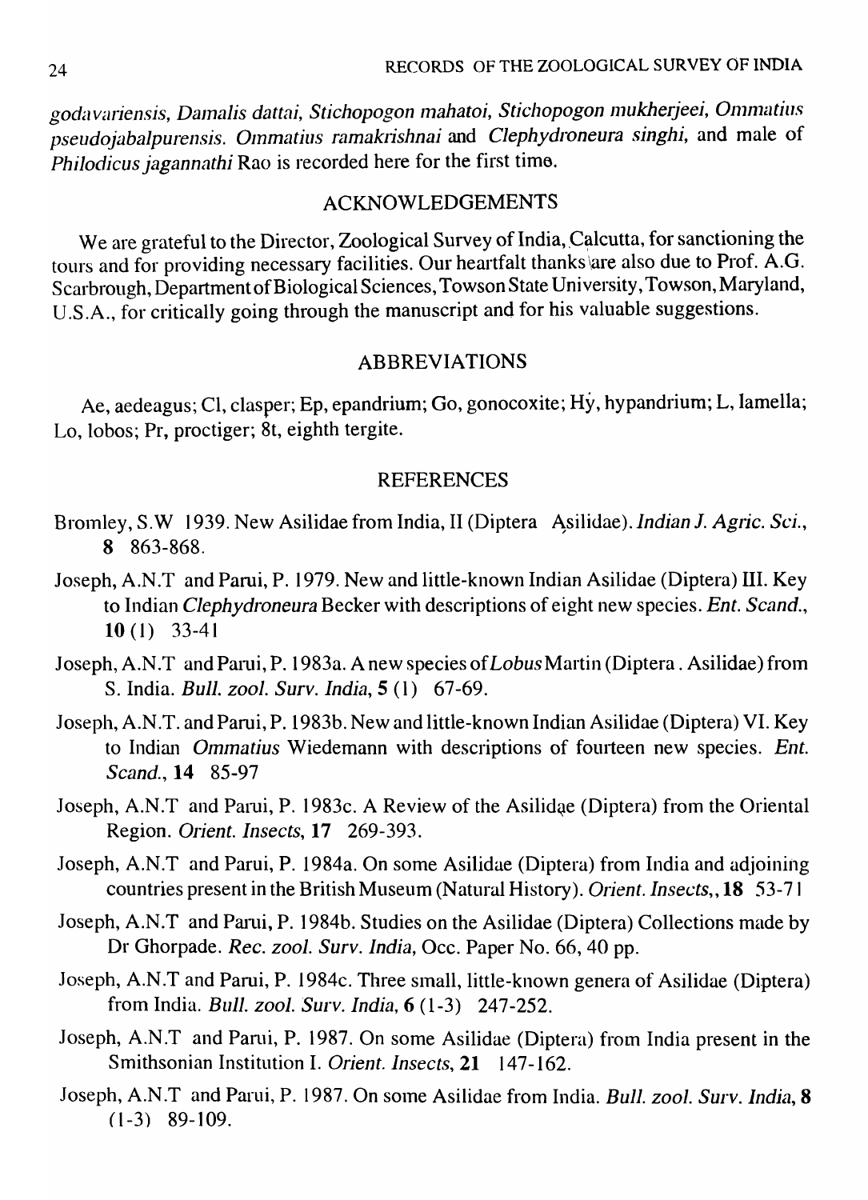*godavariensis, Damalis dattai, Stichopogon mahatoi, Stichopogon mukherjeei, Ommatius pseudojabalpurensis. Ommatius ramakrishnai* and *Clephydroneura singhi,* and male of *Philodicus jagannathi* Rao is recorded here for the first time.

## ACKNOWLEDGEMENTS

We are grateful to the Director, Zoological Survey of India, Calcutta, for sanctioning the tours and for providing necessary facilities. Our heartfalt thanks are also due to Prof. A.G. Scarbrough, Department of Biological Sciences, Towson State University, Towson, Maryland, U.S.A., for critically going through the manuscript and for his valuable suggestions.

## ABBREVIATIONS

Ae, aedeagus; Cl, clasper; Ep, epandrium; Go, gonocoxite; Hy, hypandrium; L, lamella; Lo, lobos; Pr, proctiger; 8t, eighth tergite.

## REFERENCES

Bromley, S.W 1939. New Asilidae from India, II (Diptera Asilidae). *Indian J. Agric. Sci.*, **8** 863-868.

Joseph, A.N.T and Parui, P. 1979. New and little-known Indian Asilidae (Diptera) III. Key to Indian *Clephydroneura* Becker with descriptions of eight new species. *Ent. Scand.*, **10** (1) 33-41

Joseph, A.N.T and Parui, P. 1983a. A new species of *Lobus* Martin (Diptera . Asilidae) from S. India. *Bull. zool. Surv. India*, **5** (1) 67-69.

Joseph, A.N.T. and Parui, P. 1983b. New and little-known Indian Asilidae (Diptera) VI. Key to Indian *Ommatius* Wiedemann with descriptions of fourteen new species. *Ent. Scand.*, **14** 85-97

Joseph, A.N.T and Parui, P. 1983c. A Review of the Asilidae (Diptera) from the Oriental Region. *Orient. Insects*, **17** 269-393.

Joseph, A.N.T and Parui, P. 1984a. On some Asilidae (Diptera) from India and adjoining countries present in the British Museum (Natural History). *Orient. Insects,*, **18** 53-71

Joseph, A.N.T and Parui, P. 1984b. Studies on the Asilidae (Diptera) Collections made by Dr Ghorpade. *Rec. zool. Surv. India*, Occ. Paper No. 66, 40 pp.

Joseph, A.N.T and Parui, P. 1984c. Three small, little-known genera of Asilidae (Diptera) from India. *Bull. zool. Surv. India*, **6** (1-3) 247-252.

Joseph, A.N.T and Parui, P. 1987. On some Asilidae (Diptera) from India present in the Smithsonian Institution I. *Orient. Insects*, **21** 147-162.

Joseph, A.N.T and Parui, P. 1987. On some Asilidae from India. *Bull. zool. Surv. India*, **8** (1-3) 89-109.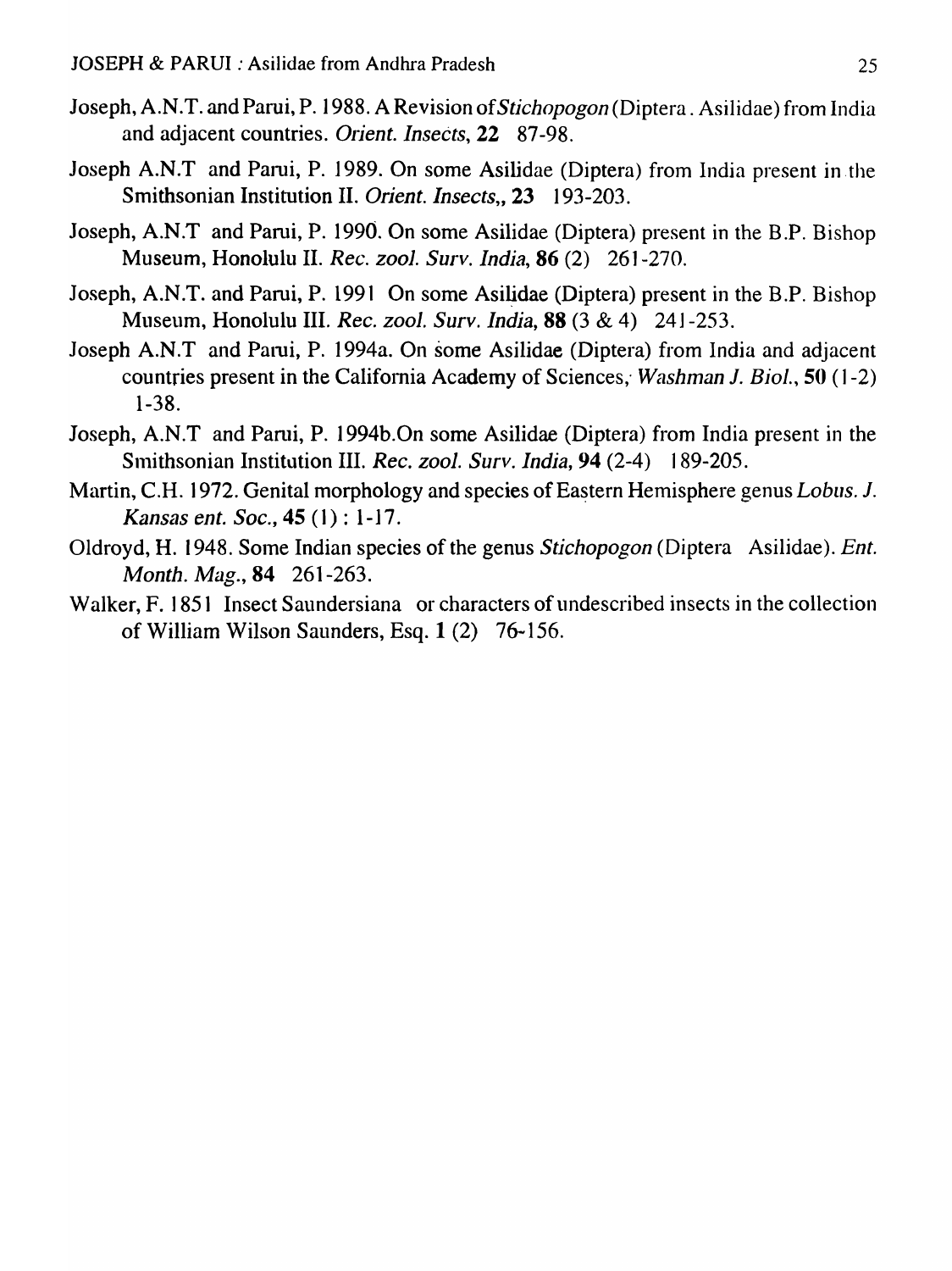Joseph, A.N.T. and Parui, P. 1988. A Revision of *Stichopogon* (Diptera . Asilidae) from India and adjacent countries. *Orient. Insects*, **22** 87-98.

Joseph A.N.T and Parui, P. 1989. On some Asilidae (Diptera) from India present in the Smithsonian Institution II. *Orient. Insects*,, **23** 193-203.

Joseph, A.N.T and Parui, P. 1990. On some Asilidae (Diptera) present in the B.P. Bishop Museum, Honolulu II. *Rec. zool. Surv. India*, **86** (2) 261-270.

Joseph, A.N.T. and Parui, P. 1991 On some Asilidae (Diptera) present in the B.P. Bishop Museum, Honolulu III. *Rec. zool. Surv. India*, **88** (3 & 4) 241-253.

Joseph A.N.T and Parui, P. 1994a. On some Asilidae (Diptera) from India and adjacent countries present in the California Academy of Sciences, *Washman J. Biol.*, **50** (1-2) 1-38.

Joseph, A.N.T and Parui, P. 1994b.On some Asilidae (Diptera) from India present in the Smithsonian Institution III. *Rec. zool. Surv. India*, **94** (2-4) 189-205.

Martin, C.H. 1972. Genital morphology and species of Eastern Hemisphere genus *Lobus*. *J. Kansas ent. Soc.*, **45** (1) : 1-17.

Oldroyd, H. 1948. Some Indian species of the genus *Stichopogon* (Diptera Asilidae). *Ent. Month. Mag.*, **84** 261-263.

Walker, F. 1851 Insect Saundersiana or characters of undescribed insects in the collection of William Wilson Saunders, Esq. **1** (2) 76-156.